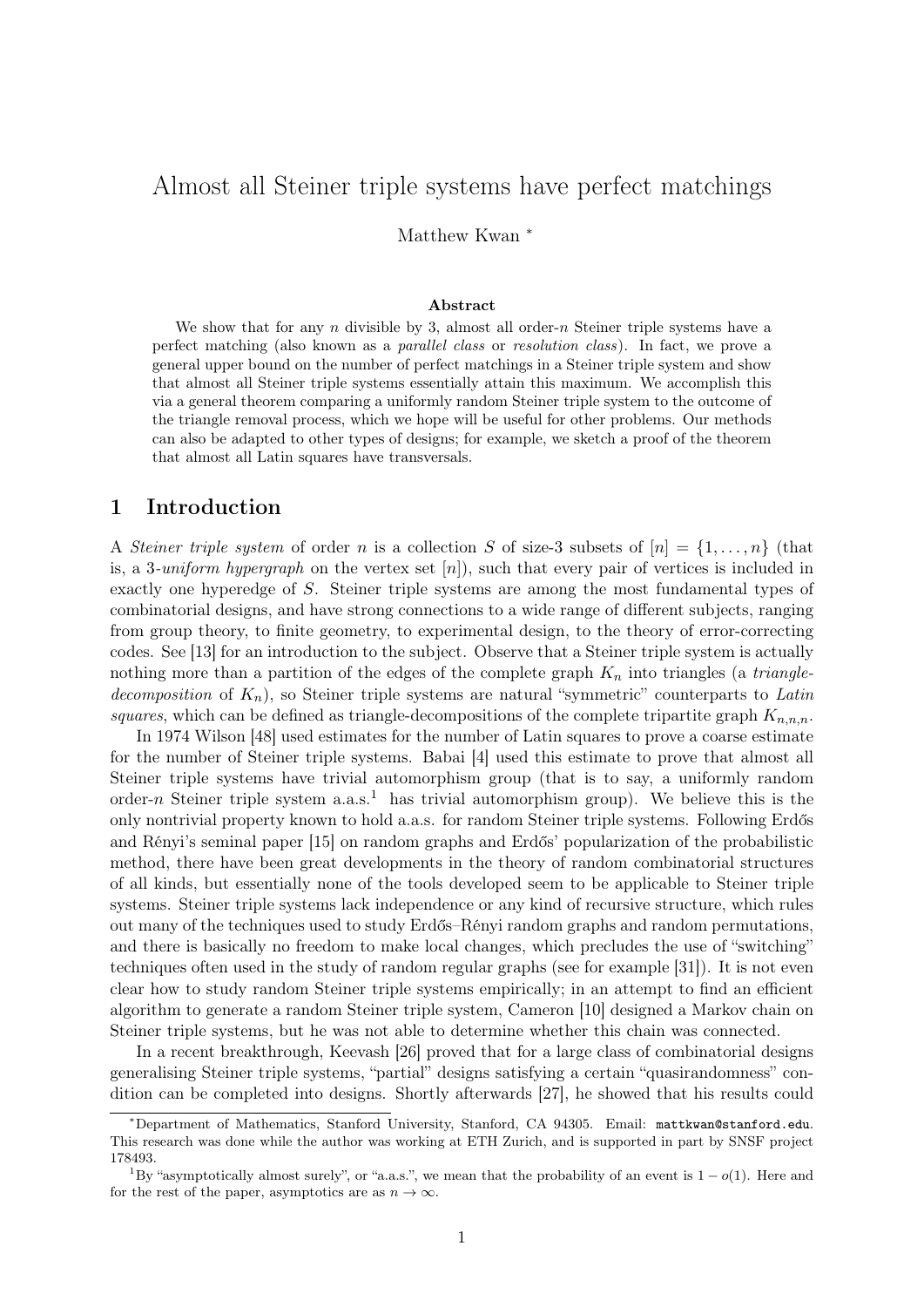# Almost all Steiner triple systems have perfect matchings

Matthew Kwan [*]

## Abstract

We show that for any $n$ divisible by 3, almost all order-$n$ Steiner triple systems have a perfect matching (also known as a *parallel class* or *resolution class*). In fact, we prove a general upper bound on the number of perfect matchings in a Steiner triple system and show that almost all Steiner triple systems essentially attain this maximum. We accomplish this via a general theorem comparing a uniformly random Steiner triple system to the outcome of the triangle removal process, which we hope will be useful for other problems. Our methods can also be adapted to other types of designs; for example, we sketch a proof of the theorem that almost all Latin squares have transversals.

## 1 Introduction

A *Steiner triple system* of order $n$ is a collection $S$ of size-3 subsets of $[n] = \{1, \ldots, n\}$ (that is, a 3-*uniform hypergraph* on the vertex set $[n]$), such that every pair of vertices is included in exactly one hyperedge of $S$. Steiner triple systems are among the most fundamental types of combinatorial designs, and have strong connections to a wide range of different subjects, ranging from group theory, to finite geometry, to experimental design, to the theory of error-correcting codes. See [13] for an introduction to the subject. Observe that a Steiner triple system is actually nothing more than a partition of the edges of the complete graph $K_n$ into triangles (a *triangle-decomposition* of $K_n$), so Steiner triple systems are natural "symmetric" counterparts to *Latin squares*, which can be defined as triangle-decompositions of the complete tripartite graph $K_{n,n,n}$.

In 1974 Wilson [48] used estimates for the number of Latin squares to prove a coarse estimate for the number of Steiner triple systems. Babai [4] used this estimate to prove that almost all Steiner triple systems have trivial automorphism group (that is to say, a uniformly random order-$n$ Steiner triple system a.a.s.[1] has trivial automorphism group). We believe this is the only nontrivial property known to hold a.a.s. for random Steiner triple systems. Following Erdős and Rényi's seminal paper [15] on random graphs and Erdős' popularization of the probabilistic method, there have been great developments in the theory of random combinatorial structures of all kinds, but essentially none of the tools developed seem to be applicable to Steiner triple systems. Steiner triple systems lack independence or any kind of recursive structure, which rules out many of the techniques used to study Erdős–Rényi random graphs and random permutations, and there is basically no freedom to make local changes, which precludes the use of "switching" techniques often used in the study of random regular graphs (see for example [31]). It is not even clear how to study random Steiner triple systems empirically; in an attempt to find an efficient algorithm to generate a random Steiner triple system, Cameron [10] designed a Markov chain on Steiner triple systems, but he was not able to determine whether this chain was connected.

In a recent breakthrough, Keevash [26] proved that for a large class of combinatorial designs generalising Steiner triple systems, "partial" designs satisfying a certain "quasirandomness" condition can be completed into designs. Shortly afterwards [27], he showed that his results could

---

[*] Department of Mathematics, Stanford University, Stanford, CA 94305. Email: mattkwan@stanford.edu. This research was done while the author was working at ETH Zurich, and is supported in part by SNSF project 178493.

[1] By "asymptotically almost surely", or "a.a.s.", we mean that the probability of an event is $1 - o(1)$. Here and for the rest of the paper, asymptotics are as $n \to \infty$.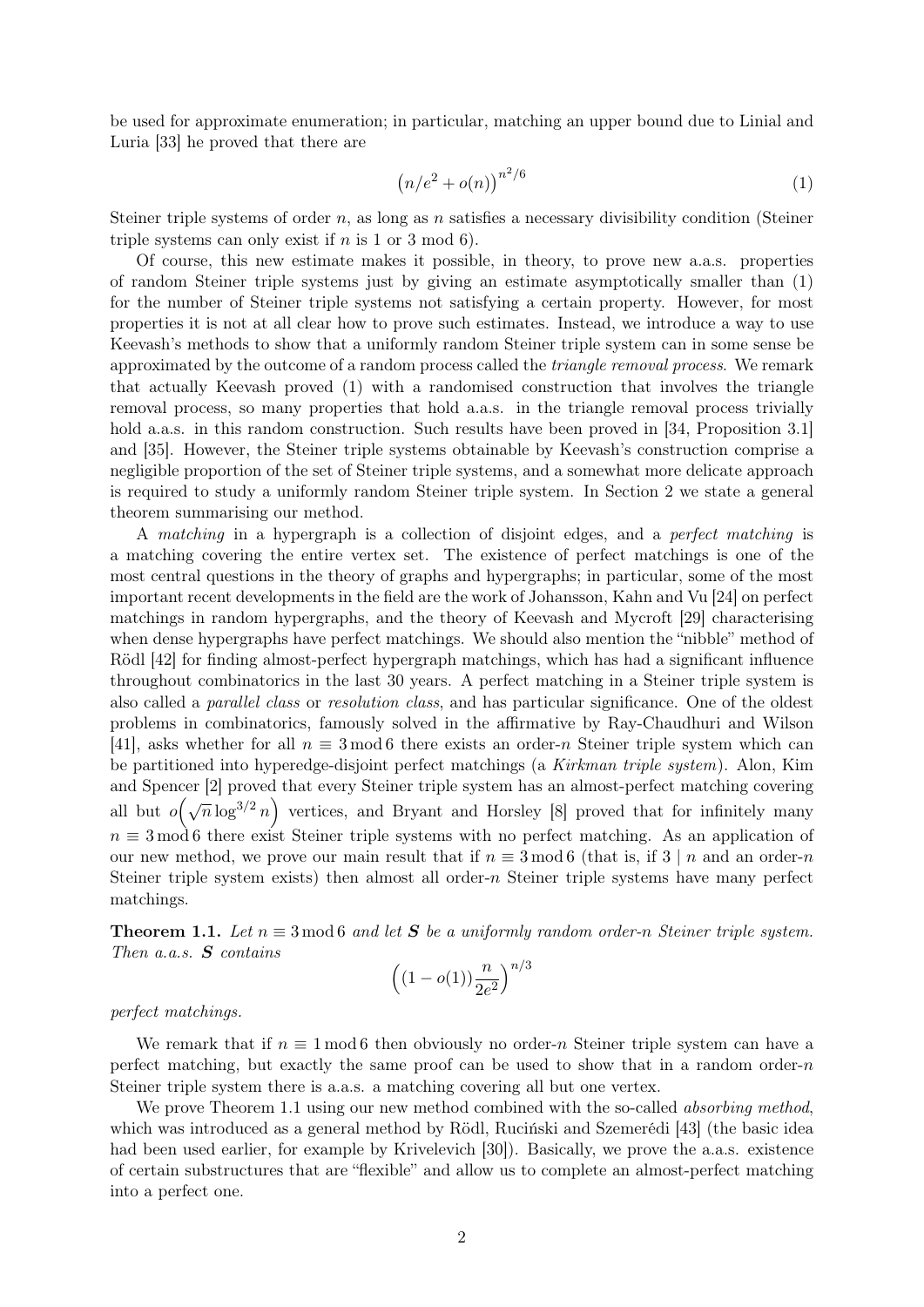be used for approximate enumeration; in particular, matching an upper bound due to Linial and Luria [33] he proved that there are

$$\left(n/e^2 + o(n)\right)^{n^2/6} \tag{1}$$

Steiner triple systems of order $n$, as long as $n$ satisfies a necessary divisibility condition (Steiner triple systems can only exist if $n$ is 1 or 3 mod 6).

Of course, this new estimate makes it possible, in theory, to prove new a.a.s. properties of random Steiner triple systems just by giving an estimate asymptotically smaller than (1) for the number of Steiner triple systems not satisfying a certain property. However, for most properties it is not at all clear how to prove such estimates. Instead, we introduce a way to use Keevash's methods to show that a uniformly random Steiner triple system can in some sense be approximated by the outcome of a random process called the *triangle removal process*. We remark that actually Keevash proved (1) with a randomised construction that involves the triangle removal process, so many properties that hold a.a.s. in the triangle removal process trivially hold a.a.s. in this random construction. Such results have been proved in [34, Proposition 3.1] and [35]. However, the Steiner triple systems obtainable by Keevash's construction comprise a negligible proportion of the set of Steiner triple systems, and a somewhat more delicate approach is required to study a uniformly random Steiner triple system. In Section 2 we state a general theorem summarising our method.

A *matching* in a hypergraph is a collection of disjoint edges, and a *perfect matching* is a matching covering the entire vertex set. The existence of perfect matchings is one of the most central questions in the theory of graphs and hypergraphs; in particular, some of the most important recent developments in the field are the work of Johansson, Kahn and Vu [24] on perfect matchings in random hypergraphs, and the theory of Keevash and Mycroft [29] characterising when dense hypergraphs have perfect matchings. We should also mention the "nibble" method of Rödl [42] for finding almost-perfect hypergraph matchings, which has had a significant influence throughout combinatorics in the last 30 years. A perfect matching in a Steiner triple system is also called a *parallel class* or *resolution class*, and has particular significance. One of the oldest problems in combinatorics, famously solved in the affirmative by Ray-Chaudhuri and Wilson [41], asks whether for all $n \equiv 3 \bmod 6$ there exists an order-$n$ Steiner triple system which can be partitioned into hyperedge-disjoint perfect matchings (a *Kirkman triple system*). Alon, Kim and Spencer [2] proved that every Steiner triple system has an almost-perfect matching covering all but $o\left(\sqrt{n}\log^{3/2} n\right)$ vertices, and Bryant and Horsley [8] proved that for infinitely many $n \equiv 3 \bmod 6$ there exist Steiner triple systems with no perfect matching. As an application of our new method, we prove our main result that if $n \equiv 3 \bmod 6$ (that is, if $3 \mid n$ and an order-$n$ Steiner triple system exists) then almost all order-$n$ Steiner triple systems have many perfect matchings.

**Theorem 1.1.** *Let $n \equiv 3 \bmod 6$ and let $\boldsymbol{S}$ be a uniformly random order-$n$ Steiner triple system. Then a.a.s. $\boldsymbol{S}$ contains*

$$\left((1 - o(1))\frac{n}{2e^2}\right)^{n/3}$$

*perfect matchings.*

We remark that if $n \equiv 1 \bmod 6$ then obviously no order-$n$ Steiner triple system can have a perfect matching, but exactly the same proof can be used to show that in a random order-$n$ Steiner triple system there is a.a.s. a matching covering all but one vertex.

We prove Theorem 1.1 using our new method combined with the so-called *absorbing method*, which was introduced as a general method by Rödl, Ruciński and Szemerédi [43] (the basic idea had been used earlier, for example by Krivelevich [30]). Basically, we prove the a.a.s. existence of certain substructures that are "flexible" and allow us to complete an almost-perfect matching into a perfect one.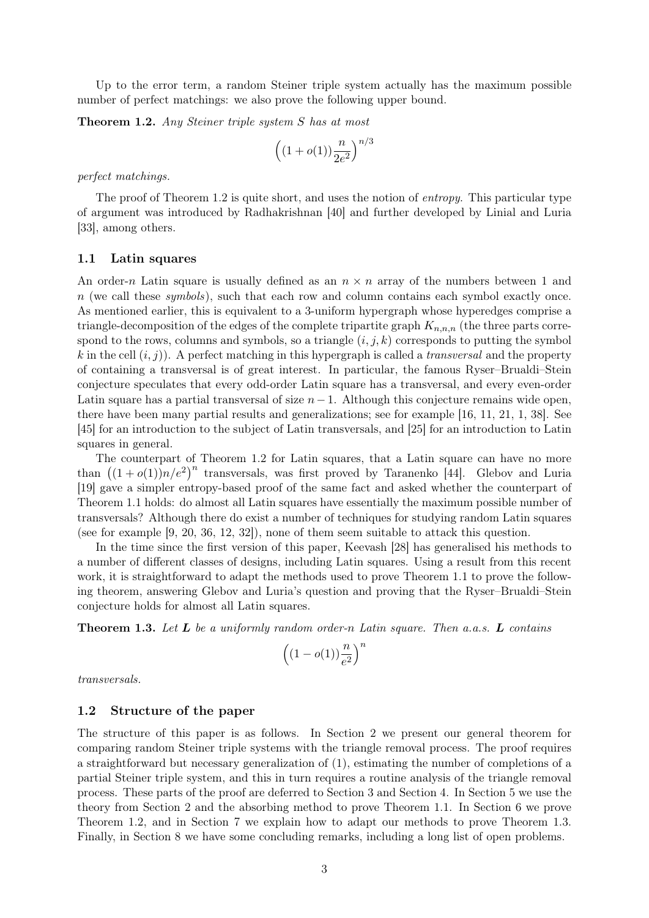Up to the error term, a random Steiner triple system actually has the maximum possible number of perfect matchings: we also prove the following upper bound.

**Theorem 1.2.** *Any Steiner triple system $S$ has at most*

$$\left((1+o(1))\frac{n}{2e^2}\right)^{n/3}$$

*perfect matchings.*

The proof of Theorem 1.2 is quite short, and uses the notion of *entropy*. This particular type of argument was introduced by Radhakrishnan [40] and further developed by Linial and Luria [33], among others.

### 1.1 Latin squares

An order-$n$ Latin square is usually defined as an $n \times n$ array of the numbers between 1 and $n$ (we call these *symbols*), such that each row and column contains each symbol exactly once. As mentioned earlier, this is equivalent to a 3-uniform hypergraph whose hyperedges comprise a triangle-decomposition of the edges of the complete tripartite graph $K_{n,n,n}$ (the three parts correspond to the rows, columns and symbols, so a triangle $(i,j,k)$ corresponds to putting the symbol $k$ in the cell $(i,j)$). A perfect matching in this hypergraph is called a *transversal* and the property of containing a transversal is of great interest. In particular, the famous Ryser–Brualdi–Stein conjecture speculates that every odd-order Latin square has a transversal, and every even-order Latin square has a partial transversal of size $n-1$. Although this conjecture remains wide open, there have been many partial results and generalizations; see for example [16, 11, 21, 1, 38]. See [45] for an introduction to the subject of Latin transversals, and [25] for an introduction to Latin squares in general.

The counterpart of Theorem 1.2 for Latin squares, that a Latin square can have no more than $\left((1+o(1))n/e^2\right)^n$ transversals, was first proved by Taranenko [44]. Glebov and Luria [19] gave a simpler entropy-based proof of the same fact and asked whether the counterpart of Theorem 1.1 holds: do almost all Latin squares have essentially the maximum possible number of transversals? Although there do exist a number of techniques for studying random Latin squares (see for example [9, 20, 36, 12, 32]), none of them seem suitable to attack this question.

In the time since the first version of this paper, Keevash [28] has generalised his methods to a number of different classes of designs, including Latin squares. Using a result from this recent work, it is straightforward to adapt the methods used to prove Theorem 1.1 to prove the following theorem, answering Glebov and Luria's question and proving that the Ryser–Brualdi–Stein conjecture holds for almost all Latin squares.

**Theorem 1.3.** *Let $\boldsymbol{L}$ be a uniformly random order-$n$ Latin square. Then a.a.s. $\boldsymbol{L}$ contains*

$$\left((1-o(1))\frac{n}{e^2}\right)^n$$

*transversals.*

### 1.2 Structure of the paper

The structure of this paper is as follows. In Section 2 we present our general theorem for comparing random Steiner triple systems with the triangle removal process. The proof requires a straightforward but necessary generalization of (1), estimating the number of completions of a partial Steiner triple system, and this in turn requires a routine analysis of the triangle removal process. These parts of the proof are deferred to Section 3 and Section 4. In Section 5 we use the theory from Section 2 and the absorbing method to prove Theorem 1.1. In Section 6 we prove Theorem 1.2, and in Section 7 we explain how to adapt our methods to prove Theorem 1.3. Finally, in Section 8 we have some concluding remarks, including a long list of open problems.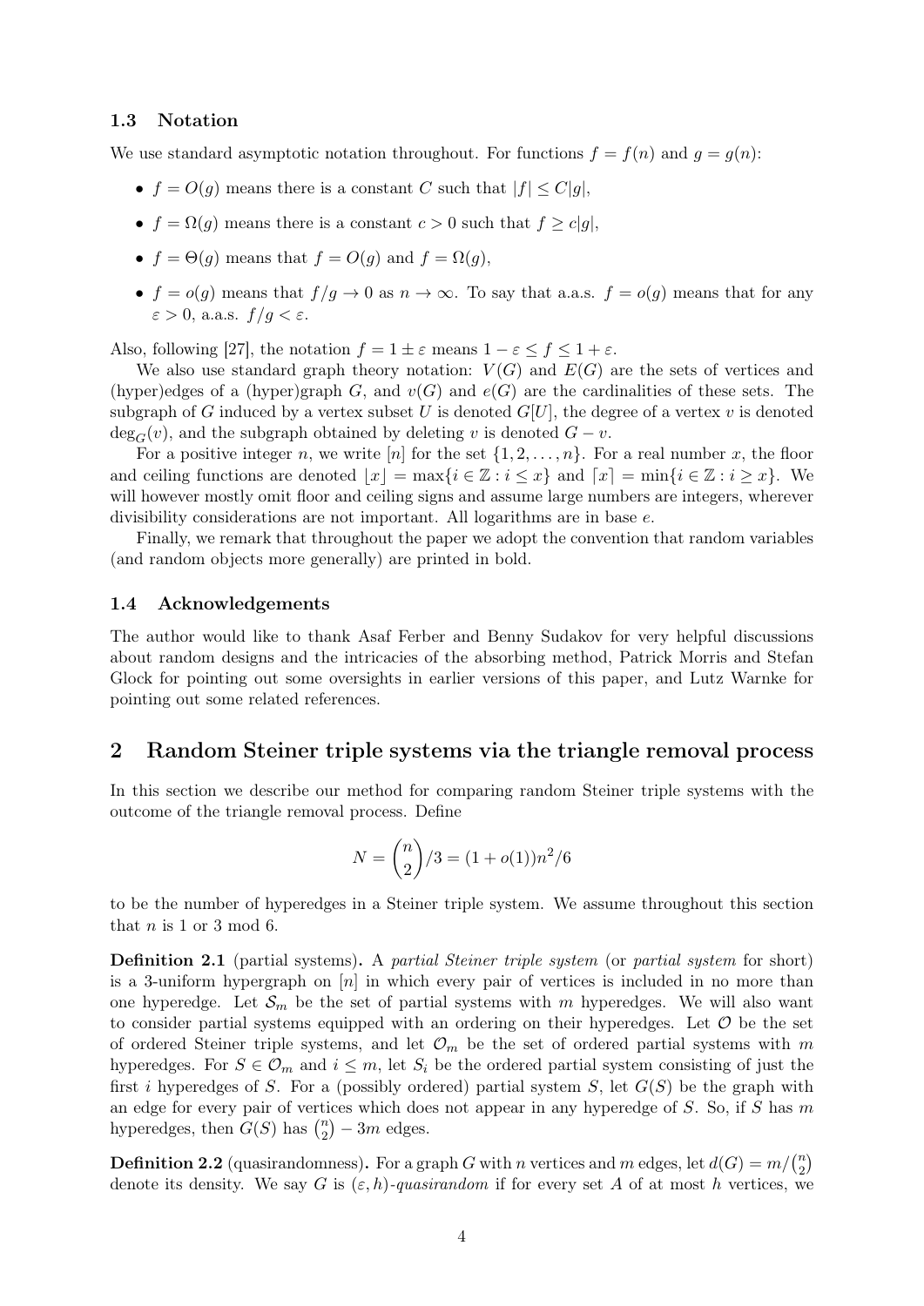### 1.3 Notation

We use standard asymptotic notation throughout. For functions $f = f(n)$ and $g = g(n)$:

- $f = O(g)$ means there is a constant $C$ such that $|f| \le C|g|$,
- $f = \Omega(g)$ means there is a constant $c > 0$ such that $f \ge c|g|$,
- $f = \Theta(g)$ means that $f = O(g)$ and $f = \Omega(g)$,
- $f = o(g)$ means that $f/g \to 0$ as $n \to \infty$. To say that a.a.s. $f = o(g)$ means that for any $\varepsilon > 0$, a.a.s. $f/g < \varepsilon$.

Also, following [27], the notation $f = 1 \pm \varepsilon$ means $1 - \varepsilon \le f \le 1 + \varepsilon$.

We also use standard graph theory notation: $V(G)$ and $E(G)$ are the sets of vertices and (hyper)edges of a (hyper)graph $G$, and $v(G)$ and $e(G)$ are the cardinalities of these sets. The subgraph of $G$ induced by a vertex subset $U$ is denoted $G[U]$, the degree of a vertex $v$ is denoted $\deg_G(v)$, and the subgraph obtained by deleting $v$ is denoted $G - v$.

For a positive integer $n$, we write $[n]$ for the set $\{1, 2, \dots, n\}$. For a real number $x$, the floor and ceiling functions are denoted $\lfloor x \rfloor = \max\{i \in \mathbb{Z} : i \le x\}$ and $\lceil x \rceil = \min\{i \in \mathbb{Z} : i \ge x\}$. We will however mostly omit floor and ceiling signs and assume large numbers are integers, wherever divisibility considerations are not important. All logarithms are in base $e$.

Finally, we remark that throughout the paper we adopt the convention that random variables (and random objects more generally) are printed in bold.

### 1.4 Acknowledgements

The author would like to thank Asaf Ferber and Benny Sudakov for very helpful discussions about random designs and the intricacies of the absorbing method, Patrick Morris and Stefan Glock for pointing out some oversights in earlier versions of this paper, and Lutz Warnke for pointing out some related references.

## 2 Random Steiner triple systems via the triangle removal process

In this section we describe our method for comparing random Steiner triple systems with the outcome of the triangle removal process. Define

$$N = \binom{n}{2}/3 = (1 + o(1))n^2/6$$

to be the number of hyperedges in a Steiner triple system. We assume throughout this section that $n$ is 1 or 3 mod 6.

**Definition 2.1** (partial systems)**.** A *partial Steiner triple system* (or *partial system* for short) is a 3-uniform hypergraph on $[n]$ in which every pair of vertices is included in no more than one hyperedge. Let $\mathcal{S}_m$ be the set of partial systems with $m$ hyperedges. We will also want to consider partial systems equipped with an ordering on their hyperedges. Let $\mathcal{O}$ be the set of ordered Steiner triple systems, and let $\mathcal{O}_m$ be the set of ordered partial systems with $m$ hyperedges. For $S \in \mathcal{O}_m$ and $i \le m$, let $S_i$ be the ordered partial system consisting of just the first $i$ hyperedges of $S$. For a (possibly ordered) partial system $S$, let $G(S)$ be the graph with an edge for every pair of vertices which does not appear in any hyperedge of $S$. So, if $S$ has $m$ hyperedges, then $G(S)$ has $\binom{n}{2} - 3m$ edges.

**Definition 2.2** (quasirandomness)**.** For a graph $G$ with $n$ vertices and $m$ edges, let $d(G) = m/\binom{n}{2}$ denote its density. We say $G$ is $(\varepsilon, h)$-*quasirandom* if for every set $A$ of at most $h$ vertices, we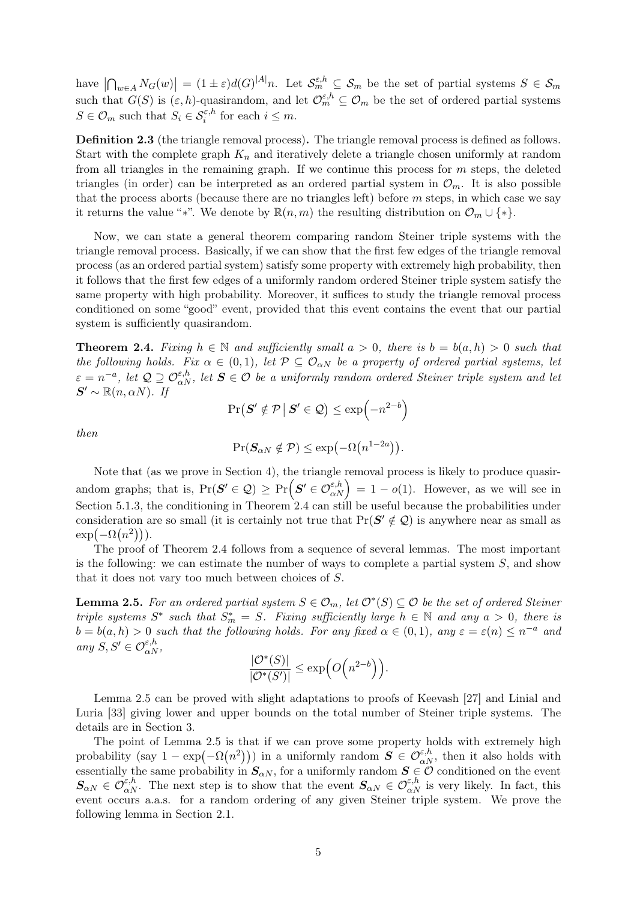have $\left|\bigcap_{w\in A} N_G(w)\right| = (1 \pm \varepsilon) d(G)^{|A|} n$. Let $\mathcal{S}_m^{\varepsilon,h} \subseteq \mathcal{S}_m$ be the set of partial systems $S \in \mathcal{S}_m$ such that $G(S)$ is $(\varepsilon, h)$-quasirandom, and let $\mathcal{O}_m^{\varepsilon,h} \subseteq \mathcal{O}_m$ be the set of ordered partial systems $S \in \mathcal{O}_m$ such that $S_i \in \mathcal{S}_i^{\varepsilon,h}$ for each $i \le m$.

**Definition 2.3** (the triangle removal process)**.** The triangle removal process is defined as follows. Start with the complete graph $K_n$ and iteratively delete a triangle chosen uniformly at random from all triangles in the remaining graph. If we continue this process for $m$ steps, the deleted triangles (in order) can be interpreted as an ordered partial system in $\mathcal{O}_m$. It is also possible that the process aborts (because there are no triangles left) before $m$ steps, in which case we say it returns the value "$*$". We denote by $\mathbb{R}(n, m)$ the resulting distribution on $\mathcal{O}_m \cup \{*\}$.

Now, we can state a general theorem comparing random Steiner triple systems with the triangle removal process. Basically, if we can show that the first few edges of the triangle removal process (as an ordered partial system) satisfy some property with extremely high probability, then it follows that the first few edges of a uniformly random ordered Steiner triple system satisfy the same property with high probability. Moreover, it suffices to study the triangle removal process conditioned on some "good" event, provided that this event contains the event that our partial system is sufficiently quasirandom.

**Theorem 2.4.** *Fixing $h \in \mathbb{N}$ and sufficiently small $a > 0$, there is $b = b(a, h) > 0$ such that the following holds. Fix $\alpha \in (0, 1)$, let $\mathcal{P} \subseteq \mathcal{O}_{\alpha N}$ be a property of ordered partial systems, let $\varepsilon = n^{-a}$, let $\mathcal{Q} \supseteq \mathcal{O}_{\alpha N}^{\varepsilon,h}$, let $\boldsymbol{S} \in \mathcal{O}$ be a uniformly random ordered Steiner triple system and let $\boldsymbol{S}' \sim \mathbb{R}(n, \alpha N)$. If*

$$\Pr\left(\boldsymbol{S}' \notin \mathcal{P} \,\middle|\, \boldsymbol{S}' \in \mathcal{Q}\right) \le \exp\left(-n^{2-b}\right)$$

*then*

$$\Pr(\boldsymbol{S}_{\alpha N} \notin \mathcal{P}) \le \exp\left(-\Omega\left(n^{1-2a}\right)\right).$$

Note that (as we prove in Section 4), the triangle removal process is likely to produce quasirandom graphs; that is, $\Pr(\boldsymbol{S}' \in \mathcal{Q}) \ge \Pr\left(\boldsymbol{S}' \in \mathcal{O}_{\alpha N}^{\varepsilon,h}\right) = 1 - o(1)$. However, as we will see in Section 5.1.3, the conditioning in Theorem 2.4 can still be useful because the probabilities under consideration are so small (it is certainly not true that $\Pr(\boldsymbol{S}' \notin \mathcal{Q})$ is anywhere near as small as $\exp\left(-\Omega\left(n^2\right)\right)$).

The proof of Theorem 2.4 follows from a sequence of several lemmas. The most important is the following: we can estimate the number of ways to complete a partial system $S$, and show that it does not vary too much between choices of $S$.

**Lemma 2.5.** *For an ordered partial system $S \in \mathcal{O}_m$, let $\mathcal{O}^*(S) \subseteq \mathcal{O}$ be the set of ordered Steiner triple systems $S^*$ such that $S_m^* = S$. Fixing sufficiently large $h \in \mathbb{N}$ and any $a > 0$, there is $b = b(a, h) > 0$ such that the following holds. For any fixed $\alpha \in (0, 1)$, any $\varepsilon = \varepsilon(n) \le n^{-a}$ and any $S, S' \in \mathcal{O}_{\alpha N}^{\varepsilon,h}$,*

$$\frac{|\mathcal{O}^*(S)|}{|\mathcal{O}^*(S')|} \le \exp\left(O\left(n^{2-b}\right)\right).$$

Lemma 2.5 can be proved with slight adaptations to proofs of Keevash [27] and Linial and Luria [33] giving lower and upper bounds on the total number of Steiner triple systems. The details are in Section 3.

The point of Lemma 2.5 is that if we can prove some property holds with extremely high probability (say $1 - \exp\left(-\Omega\left(n^2\right)\right)$) in a uniformly random $\boldsymbol{S} \in \mathcal{O}_{\alpha N}^{\varepsilon,h}$, then it also holds with essentially the same probability in $\boldsymbol{S}_{\alpha N}$, for a uniformly random $\boldsymbol{S} \in \mathcal{O}$ conditioned on the event $\boldsymbol{S}_{\alpha N} \in \mathcal{O}_{\alpha N}^{\varepsilon,h}$. The next step is to show that the event $\boldsymbol{S}_{\alpha N} \in \mathcal{O}_{\alpha N}^{\varepsilon,h}$ is very likely. In fact, this event occurs a.a.s. for a random ordering of any given Steiner triple system. We prove the following lemma in Section 2.1.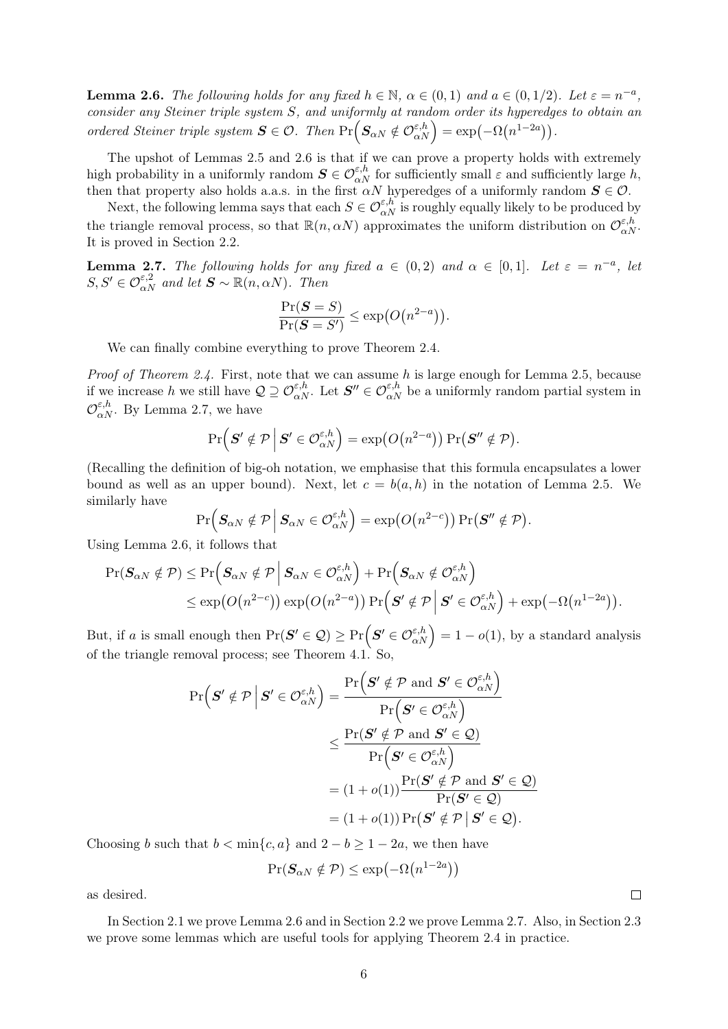**Lemma 2.6.** *The following holds for any fixed $h \in \mathbb{N}$, $\alpha \in (0,1)$ and $a \in (0, 1/2)$. Let $\varepsilon = n^{-a}$, consider any Steiner triple system $S$, and uniformly at random order its hyperedges to obtain an ordered Steiner triple system $\boldsymbol{S} \in \mathcal{O}$. Then $\Pr\Big(\boldsymbol{S}_{\alpha N} \notin \mathcal{O}_{\alpha N}^{\varepsilon,h}\Big) = \exp\big(-\Omega\big(n^{1-2a}\big)\big)$.*

The upshot of Lemmas 2.5 and 2.6 is that if we can prove a property holds with extremely high probability in a uniformly random $\boldsymbol{S} \in \mathcal{O}_{\alpha N}^{\varepsilon,h}$ for sufficiently small $\varepsilon$ and sufficiently large $h$, then that property also holds a.a.s. in the first $\alpha N$ hyperedges of a uniformly random $\boldsymbol{S} \in \mathcal{O}$.

Next, the following lemma says that each $S \in \mathcal{O}_{\alpha N}^{\varepsilon,h}$ is roughly equally likely to be produced by the triangle removal process, so that $\mathbb{R}(n, \alpha N)$ approximates the uniform distribution on $\mathcal{O}_{\alpha N}^{\varepsilon,h}$. It is proved in Section 2.2.

**Lemma 2.7.** *The following holds for any fixed $a \in (0,2)$ and $\alpha \in [0,1]$. Let $\varepsilon = n^{-a}$, let $S, S' \in \mathcal{O}_{\alpha N}^{\varepsilon,2}$ and let $\boldsymbol{S} \sim \mathbb{R}(n, \alpha N)$. Then*

$$\frac{\Pr(\boldsymbol{S} = S)}{\Pr(\boldsymbol{S} = S')} \leq \exp\big(O\big(n^{2-a}\big)\big).$$

We can finally combine everything to prove Theorem 2.4.

*Proof of Theorem 2.4.* First, note that we can assume $h$ is large enough for Lemma 2.5, because if we increase $h$ we still have $\mathcal{Q} \supseteq \mathcal{O}_{\alpha N}^{\varepsilon,h}$. Let $\boldsymbol{S}'' \in \mathcal{O}_{\alpha N}^{\varepsilon,h}$ be a uniformly random partial system in $\mathcal{O}_{\alpha N}^{\varepsilon,h}$. By Lemma 2.7, we have

$$\Pr\Big(\boldsymbol{S}' \notin \mathcal{P} \,\Big|\, \boldsymbol{S}' \in \mathcal{O}_{\alpha N}^{\varepsilon,h}\Big) = \exp\big(O\big(n^{2-a}\big)\big) \Pr\big(\boldsymbol{S}'' \notin \mathcal{P}\big).$$

(Recalling the definition of big-oh notation, we emphasise that this formula encapsulates a lower bound as well as an upper bound). Next, let $c = b(a,h)$ in the notation of Lemma 2.5. We similarly have

$$\Pr\Big(\boldsymbol{S}_{\alpha N} \notin \mathcal{P} \,\Big|\, \boldsymbol{S}_{\alpha N} \in \mathcal{O}_{\alpha N}^{\varepsilon,h}\Big) = \exp\big(O\big(n^{2-c}\big)\big) \Pr\big(\boldsymbol{S}'' \notin \mathcal{P}\big).$$

Using Lemma 2.6, it follows that

$$\begin{aligned}
\Pr(\boldsymbol{S}_{\alpha N} \notin \mathcal{P}) &\leq \Pr\Big(\boldsymbol{S}_{\alpha N} \notin \mathcal{P} \,\Big|\, \boldsymbol{S}_{\alpha N} \in \mathcal{O}_{\alpha N}^{\varepsilon,h}\Big) + \Pr\Big(\boldsymbol{S}_{\alpha N} \notin \mathcal{O}_{\alpha N}^{\varepsilon,h}\Big) \\
&\leq \exp\big(O\big(n^{2-c}\big)\big) \exp\big(O\big(n^{2-a}\big)\big) \Pr\Big(\boldsymbol{S}' \notin \mathcal{P} \,\Big|\, \boldsymbol{S}' \in \mathcal{O}_{\alpha N}^{\varepsilon,h}\Big) + \exp\big(-\Omega\big(n^{1-2a}\big)\big).
\end{aligned}$$

But, if $a$ is small enough then $\Pr(\boldsymbol{S}' \in \mathcal{Q}) \geq \Pr\Big(\boldsymbol{S}' \in \mathcal{O}_{\alpha N}^{\varepsilon,h}\Big) = 1 - o(1)$, by a standard analysis of the triangle removal process; see Theorem 4.1. So,

$$\begin{aligned}
\Pr\Big(\boldsymbol{S}' \notin \mathcal{P} \,\Big|\, \boldsymbol{S}' \in \mathcal{O}_{\alpha N}^{\varepsilon,h}\Big) &= \frac{\Pr\Big(\boldsymbol{S}' \notin \mathcal{P} \text{ and } \boldsymbol{S}' \in \mathcal{O}_{\alpha N}^{\varepsilon,h}\Big)}{\Pr\Big(\boldsymbol{S}' \in \mathcal{O}_{\alpha N}^{\varepsilon,h}\Big)} \\
&\leq \frac{\Pr(\boldsymbol{S}' \notin \mathcal{P} \text{ and } \boldsymbol{S}' \in \mathcal{Q})}{\Pr\Big(\boldsymbol{S}' \in \mathcal{O}_{\alpha N}^{\varepsilon,h}\Big)} \\
&= (1 + o(1)) \frac{\Pr(\boldsymbol{S}' \notin \mathcal{P} \text{ and } \boldsymbol{S}' \in \mathcal{Q})}{\Pr(\boldsymbol{S}' \in \mathcal{Q})} \\
&= (1 + o(1)) \Pr\big(\boldsymbol{S}' \notin \mathcal{P} \,\big|\, \boldsymbol{S}' \in \mathcal{Q}\big).
\end{aligned}$$

Choosing $b$ such that $b < \min\{c, a\}$ and $2 - b \geq 1 - 2a$, we then have

$$\Pr(\boldsymbol{S}_{\alpha N} \notin \mathcal{P}) \leq \exp\big(-\Omega\big(n^{1-2a}\big)\big)$$

as desired. $\square$

In Section 2.1 we prove Lemma 2.6 and in Section 2.2 we prove Lemma 2.7. Also, in Section 2.3 we prove some lemmas which are useful tools for applying Theorem 2.4 in practice.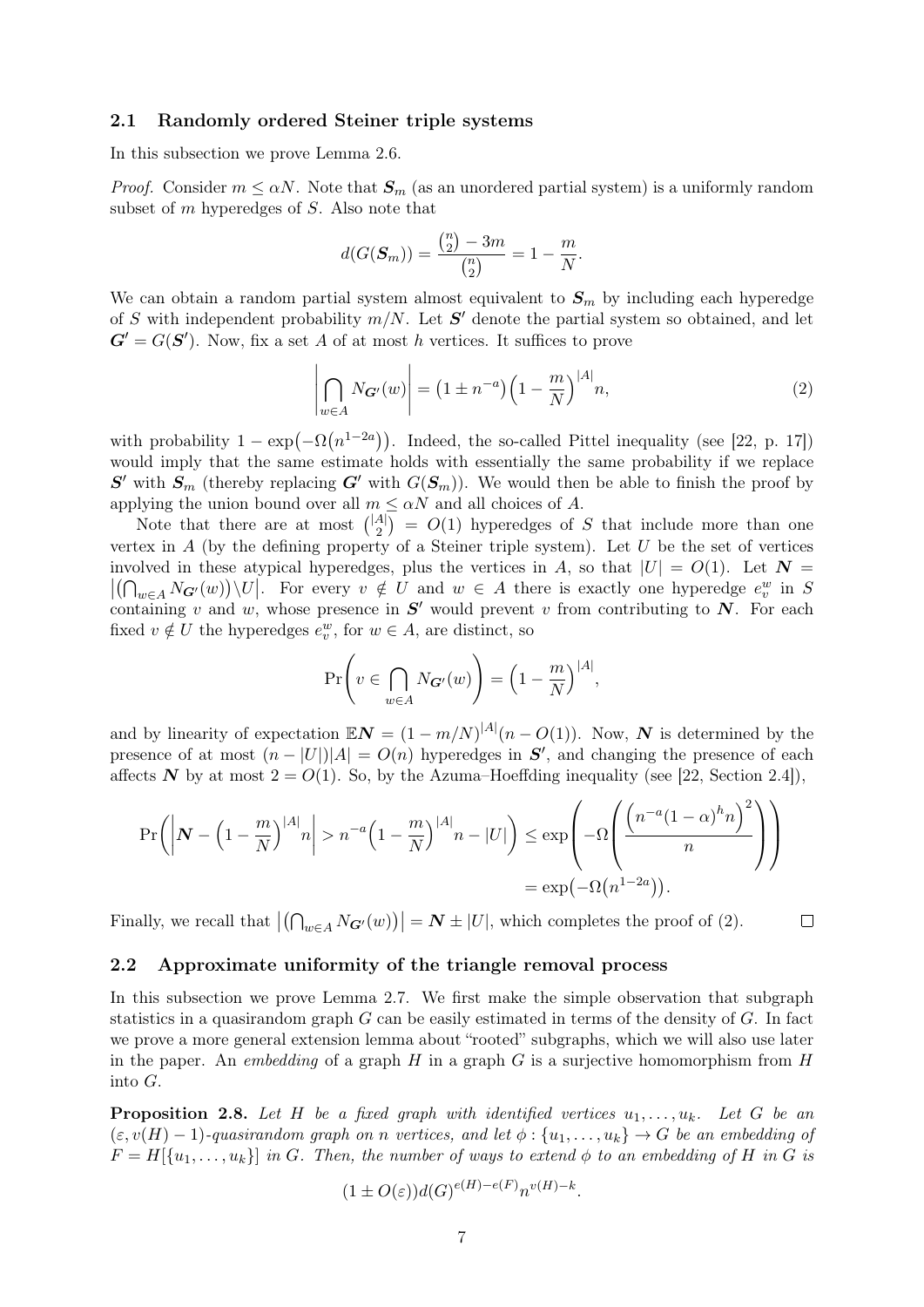### 2.1 Randomly ordered Steiner triple systems

In this subsection we prove Lemma 2.6.

*Proof.* Consider $m \le \alpha N$. Note that $\boldsymbol{S}_m$ (as an unordered partial system) is a uniformly random subset of $m$ hyperedges of $S$. Also note that

$$d(G(\boldsymbol{S}_m)) = \frac{\binom{n}{2} - 3m}{\binom{n}{2}} = 1 - \frac{m}{N}.$$

We can obtain a random partial system almost equivalent to $\boldsymbol{S}_m$ by including each hyperedge of $S$ with independent probability $m/N$. Let $\boldsymbol{S}'$ denote the partial system so obtained, and let $\boldsymbol{G}' = G(\boldsymbol{S}')$. Now, fix a set $A$ of at most $h$ vertices. It suffices to prove

$$\left|\bigcap_{w\in A} N_{\boldsymbol{G}'}(w)\right| = \left(1 \pm n^{-a}\right)\left(1 - \frac{m}{N}\right)^{|A|} n, \tag{2}$$

with probability $1 - \exp\left(-\Omega\left(n^{1-2a}\right)\right)$. Indeed, the so-called Pittel inequality (see [22, p. 17]) would imply that the same estimate holds with essentially the same probability if we replace $\boldsymbol{S}'$ with $\boldsymbol{S}_m$ (thereby replacing $\boldsymbol{G}'$ with $G(\boldsymbol{S}_m)$). We would then be able to finish the proof by applying the union bound over all $m \le \alpha N$ and all choices of $A$.

Note that there are at most $\binom{|A|}{2} = O(1)$ hyperedges of $S$ that include more than one vertex in $A$ (by the defining property of a Steiner triple system). Let $U$ be the set of vertices involved in these atypical hyperedges, plus the vertices in $A$, so that $|U| = O(1)$. Let $\boldsymbol{N} = \left|\left(\bigcap_{w\in A} N_{\boldsymbol{G}'}(w)\right)\setminus U\right|$. For every $v \notin U$ and $w \in A$ there is exactly one hyperedge $e_v^w$ in $S$ containing $v$ and $w$, whose presence in $\boldsymbol{S}'$ would prevent $v$ from contributing to $\boldsymbol{N}$. For each fixed $v \notin U$ the hyperedges $e_v^w$, for $w \in A$, are distinct, so

$$\Pr\left(v \in \bigcap_{w\in A} N_{\boldsymbol{G}'}(w)\right) = \left(1 - \frac{m}{N}\right)^{|A|},$$

and by linearity of expectation $\mathbb{E}\boldsymbol{N} = (1 - m/N)^{|A|}(n - O(1))$. Now, $\boldsymbol{N}$ is determined by the presence of at most $(n - |U|)|A| = O(n)$ hyperedges in $\boldsymbol{S}'$, and changing the presence of each affects $\boldsymbol{N}$ by at most $2 = O(1)$. So, by the Azuma–Hoeffding inequality (see [22, Section 2.4]),

$$\begin{aligned}
\Pr\left(\left|\boldsymbol{N} - \left(1 - \frac{m}{N}\right)^{|A|} n\right| > n^{-a}\left(1 - \frac{m}{N}\right)^{|A|} n - |U|\right) &\le \exp\left(-\Omega\left(\frac{\left(n^{-a}(1-\alpha)^h n\right)^2}{n}\right)\right) \\
&= \exp\left(-\Omega\left(n^{1-2a}\right)\right).
\end{aligned}$$

Finally, we recall that $\left|\left(\bigcap_{w\in A} N_{\boldsymbol{G}'}(w)\right)\right| = \boldsymbol{N} \pm |U|$, which completes the proof of (2). $\square$

### 2.2 Approximate uniformity of the triangle removal process

In this subsection we prove Lemma 2.7. We first make the simple observation that subgraph statistics in a quasirandom graph $G$ can be easily estimated in terms of the density of $G$. In fact we prove a more general extension lemma about "rooted" subgraphs, which we will also use later in the paper. An *embedding* of a graph $H$ in a graph $G$ is a surjective homomorphism from $H$ into $G$.

**Proposition 2.8.** *Let $H$ be a fixed graph with identified vertices $u_1, \dots, u_k$. Let $G$ be an $(\varepsilon, v(H) - 1)$-quasirandom graph on $n$ vertices, and let $\phi : \{u_1, \dots, u_k\} \to G$ be an embedding of $F = H[\{u_1, \dots, u_k\}]$ in $G$. Then, the number of ways to extend $\phi$ to an embedding of $H$ in $G$ is*

$$(1 \pm O(\varepsilon))d(G)^{e(H)-e(F)}n^{v(H)-k}.$$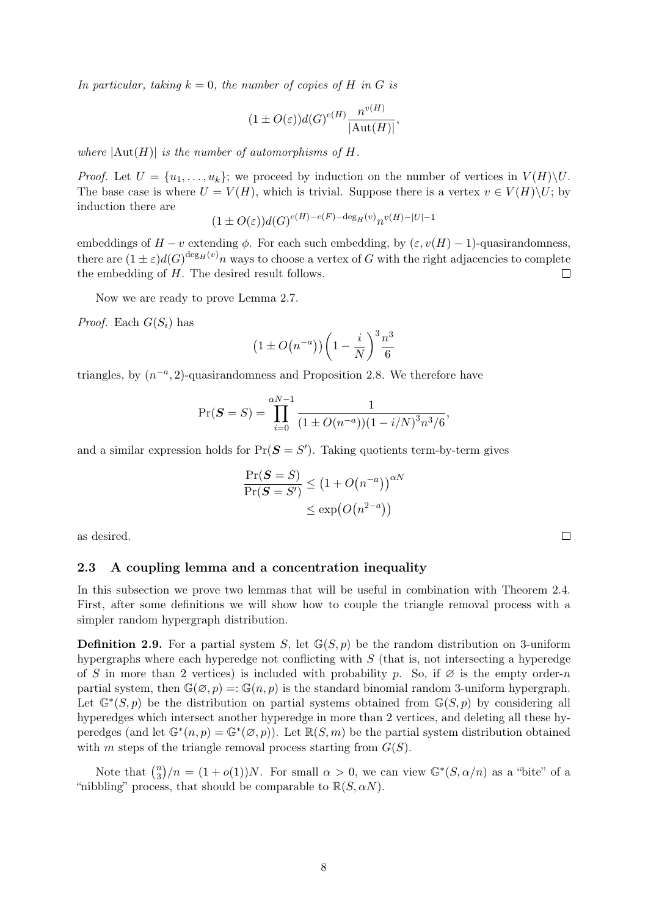*In particular, taking $k = 0$, the number of copies of $H$ in $G$ is*

$$(1 \pm O(\varepsilon))d(G)^{e(H)} \frac{n^{v(H)}}{|\mathrm{Aut}(H)|},$$

*where $|\mathrm{Aut}(H)|$ is the number of automorphisms of $H$.*

*Proof.* Let $U = \{u_1, \dots, u_k\}$; we proceed by induction on the number of vertices in $V(H)\backslash U$. The base case is where $U = V(H)$, which is trivial. Suppose there is a vertex $v \in V(H)\backslash U$; by induction there are

$$(1 \pm O(\varepsilon))d(G)^{e(H)-e(F)-\deg_H(v)} n^{v(H)-|U|-1}$$

embeddings of $H - v$ extending $\phi$. For each such embedding, by $(\varepsilon, v(H) - 1)$-quasirandomness, there are $(1 \pm \varepsilon)d(G)^{\deg_H(v)} n$ ways to choose a vertex of $G$ with the right adjacencies to complete the embedding of $H$. The desired result follows. □

Now we are ready to prove Lemma 2.7.

*Proof.* Each $G(S_i)$ has

$$\left(1 \pm O\left(n^{-a}\right)\right)\left(1 - \frac{i}{N}\right)^3 \frac{n^3}{6}$$

triangles, by $(n^{-a}, 2)$-quasirandomness and Proposition 2.8. We therefore have

$$\Pr(\boldsymbol{S} = S) = \prod_{i=0}^{\alpha N - 1} \frac{1}{(1 \pm O(n^{-a}))(1 - i/N)^3 n^3/6},$$

and a similar expression holds for $\Pr(\boldsymbol{S} = S')$. Taking quotients term-by-term gives

$$\begin{aligned} \frac{\Pr(\boldsymbol{S} = S)}{\Pr(\boldsymbol{S} = S')} &\leq \left(1 + O\left(n^{-a}\right)\right)^{\alpha N} \\ &\leq \exp\left(O\left(n^{2-a}\right)\right) \end{aligned}$$

as desired. □

### 2.3 A coupling lemma and a concentration inequality

In this subsection we prove two lemmas that will be useful in combination with Theorem 2.4. First, after some definitions we will show how to couple the triangle removal process with a simpler random hypergraph distribution.

**Definition 2.9.** For a partial system $S$, let $\mathbb{G}(S, p)$ be the random distribution on 3-uniform hypergraphs where each hyperedge not conflicting with $S$ (that is, not intersecting a hyperedge of $S$ in more than 2 vertices) is included with probability $p$. So, if $\varnothing$ is the empty order-$n$ partial system, then $\mathbb{G}(\varnothing, p) =: \mathbb{G}(n, p)$ is the standard binomial random 3-uniform hypergraph. Let $\mathbb{G}^*(S, p)$ be the distribution on partial systems obtained from $\mathbb{G}(S, p)$ by considering all hyperedges which intersect another hyperedge in more than 2 vertices, and deleting all these hyperedges (and let $\mathbb{G}^*(n, p) = \mathbb{G}^*(\varnothing, p)$). Let $\mathbb{R}(S, m)$ be the partial system distribution obtained with $m$ steps of the triangle removal process starting from $G(S)$.

Note that $\binom{n}{3}/n = (1 + o(1))N$. For small $\alpha > 0$, we can view $\mathbb{G}^*(S, \alpha/n)$ as a "bite" of a "nibbling" process, that should be comparable to $\mathbb{R}(S, \alpha N)$.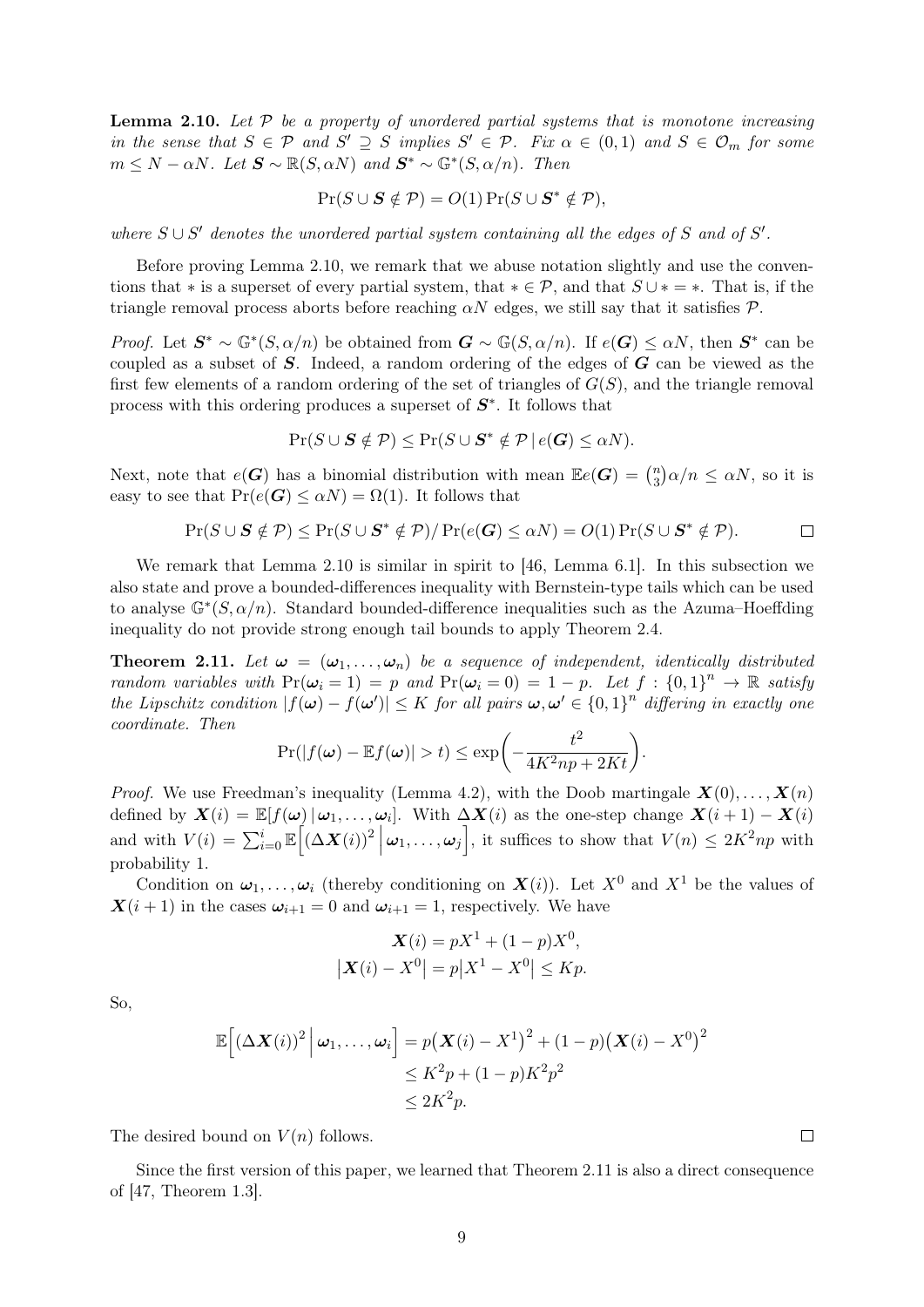**Lemma 2.10.** *Let $\mathcal{P}$ be a property of unordered partial systems that is monotone increasing in the sense that $S \in \mathcal{P}$ and $S' \supseteq S$ implies $S' \in \mathcal{P}$. Fix $\alpha \in (0,1)$ and $S \in \mathcal{O}_m$ for some $m \le N - \alpha N$. Let $\boldsymbol{S} \sim \mathbb{R}(S, \alpha N)$ and $\boldsymbol{S}^* \sim \mathbb{G}^*(S, \alpha/n)$. Then*

$$\Pr(S \cup \boldsymbol{S} \notin \mathcal{P}) = O(1) \Pr(S \cup \boldsymbol{S}^* \notin \mathcal{P}),$$

*where $S \cup S'$ denotes the unordered partial system containing all the edges of $S$ and of $S'$.*

Before proving Lemma 2.10, we remark that we abuse notation slightly and use the conventions that $*$ is a superset of every partial system, that $* \in \mathcal{P}$, and that $S \cup * = *$. That is, if the triangle removal process aborts before reaching $\alpha N$ edges, we still say that it satisfies $\mathcal{P}$.

*Proof.* Let $\boldsymbol{S}^* \sim \mathbb{G}^*(S, \alpha/n)$ be obtained from $\boldsymbol{G} \sim \mathbb{G}(S, \alpha/n)$. If $e(\boldsymbol{G}) \le \alpha N$, then $\boldsymbol{S}^*$ can be coupled as a subset of $\boldsymbol{S}$. Indeed, a random ordering of the edges of $\boldsymbol{G}$ can be viewed as the first few elements of a random ordering of the set of triangles of $G(S)$, and the triangle removal process with this ordering produces a superset of $\boldsymbol{S}^*$. It follows that

$$\Pr(S \cup \boldsymbol{S} \notin \mathcal{P}) \le \Pr(S \cup \boldsymbol{S}^* \notin \mathcal{P} \,|\, e(\boldsymbol{G}) \le \alpha N).$$

Next, note that $e(\boldsymbol{G})$ has a binomial distribution with mean $\mathbb{E}e(\boldsymbol{G}) = \binom{n}{3}\alpha/n \le \alpha N$, so it is easy to see that $\Pr(e(\boldsymbol{G}) \le \alpha N) = \Omega(1)$. It follows that

$$\Pr(S \cup \boldsymbol{S} \notin \mathcal{P}) \le \Pr(S \cup \boldsymbol{S}^* \notin \mathcal{P}) / \Pr(e(\boldsymbol{G}) \le \alpha N) = O(1) \Pr(S \cup \boldsymbol{S}^* \notin \mathcal{P}). \qquad \square$$

We remark that Lemma 2.10 is similar in spirit to [46, Lemma 6.1]. In this subsection we also state and prove a bounded-differences inequality with Bernstein-type tails which can be used to analyse $\mathbb{G}^*(S, \alpha/n)$. Standard bounded-difference inequalities such as the Azuma–Hoeffding inequality do not provide strong enough tail bounds to apply Theorem 2.4.

**Theorem 2.11.** *Let $\boldsymbol{\omega} = (\boldsymbol{\omega}_1, \ldots, \boldsymbol{\omega}_n)$ be a sequence of independent, identically distributed random variables with $\Pr(\boldsymbol{\omega}_i = 1) = p$ and $\Pr(\boldsymbol{\omega}_i = 0) = 1 - p$. Let $f : \{0,1\}^n \to \mathbb{R}$ satisfy the Lipschitz condition $|f(\boldsymbol{\omega}) - f(\boldsymbol{\omega}')| \le K$ for all pairs $\boldsymbol{\omega}, \boldsymbol{\omega}' \in \{0,1\}^n$ differing in exactly one coordinate. Then*

$$\Pr(|f(\boldsymbol{\omega}) - \mathbb{E}f(\boldsymbol{\omega})| > t) \le \exp\!\left(-\frac{t^2}{4K^2np + 2Kt}\right).$$

*Proof.* We use Freedman's inequality (Lemma 4.2), with the Doob martingale $\boldsymbol{X}(0), \ldots, \boldsymbol{X}(n)$ defined by $\boldsymbol{X}(i) = \mathbb{E}[f(\boldsymbol{\omega}) \,|\, \boldsymbol{\omega}_1, \ldots, \boldsymbol{\omega}_i]$. With $\Delta\boldsymbol{X}(i)$ as the one-step change $\boldsymbol{X}(i+1) - \boldsymbol{X}(i)$ and with $V(i) = \sum_{i=0}^{i} \mathbb{E}\Big[(\Delta\boldsymbol{X}(i))^2 \,\Big|\, \boldsymbol{\omega}_1, \ldots, \boldsymbol{\omega}_j\Big]$, it suffices to show that $V(n) \le 2K^2np$ with probability 1.

Condition on $\boldsymbol{\omega}_1, \ldots, \boldsymbol{\omega}_i$ (thereby conditioning on $\boldsymbol{X}(i)$). Let $X^0$ and $X^1$ be the values of $\boldsymbol{X}(i+1)$ in the cases $\boldsymbol{\omega}_{i+1} = 0$ and $\boldsymbol{\omega}_{i+1} = 1$, respectively. We have

$$\begin{aligned}
\boldsymbol{X}(i) &= pX^1 + (1-p)X^0, \\
\big|\boldsymbol{X}(i) - X^0\big| &= p\big|X^1 - X^0\big| \le Kp.
\end{aligned}$$

So,

$$\begin{aligned}
\mathbb{E}\Big[(\Delta\boldsymbol{X}(i))^2 \,\Big|\, \boldsymbol{\omega}_1, \ldots, \boldsymbol{\omega}_i\Big] &= p\big(\boldsymbol{X}(i) - X^1\big)^2 + (1-p)\big(\boldsymbol{X}(i) - X^0\big)^2 \\
&\le K^2p + (1-p)K^2p^2 \\
&\le 2K^2p.
\end{aligned}$$

The desired bound on $V(n)$ follows. $\square$

Since the first version of this paper, we learned that Theorem 2.11 is also a direct consequence of [47, Theorem 1.3].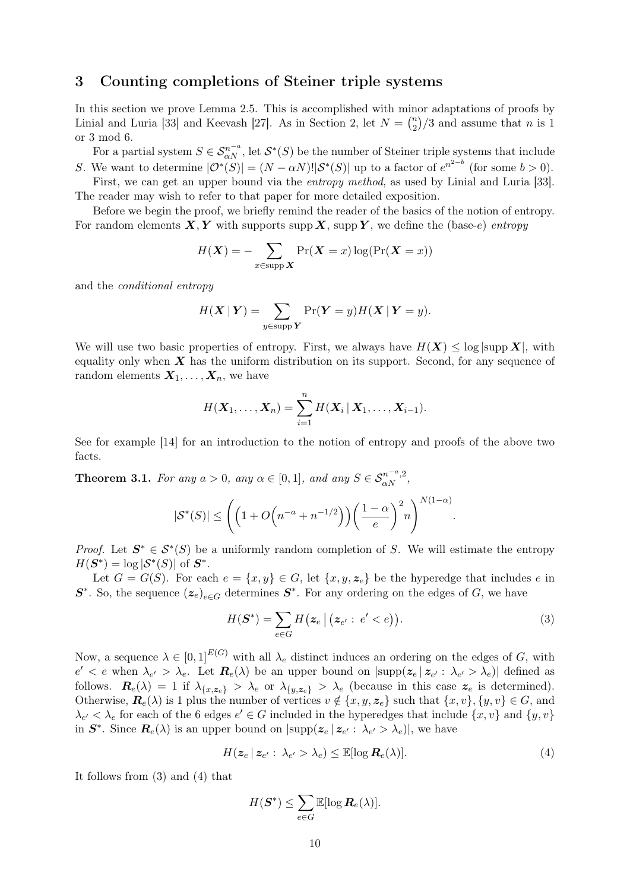## 3 Counting completions of Steiner triple systems

In this section we prove Lemma 2.5. This is accomplished with minor adaptations of proofs by Linial and Luria [33] and Keevash [27]. As in Section 2, let $N = \binom{n}{2}/3$ and assume that $n$ is 1 or 3 mod 6.

For a partial system $S \in \mathcal{S}_{\alpha N}^{n^{-a}}$, let $\mathcal{S}^*(S)$ be the number of Steiner triple systems that include $S$. We want to determine $|\mathcal{O}^*(S)| = (N - \alpha N)!|\mathcal{S}^*(S)|$ up to a factor of $e^{n^{2-b}}$ (for some $b > 0$).

First, we can get an upper bound via the *entropy method*, as used by Linial and Luria [33]. The reader may wish to refer to that paper for more detailed exposition.

Before we begin the proof, we briefly remind the reader of the basics of the notion of entropy. For random elements $\boldsymbol{X}, \boldsymbol{Y}$ with supports $\operatorname{supp} \boldsymbol{X}$, $\operatorname{supp} \boldsymbol{Y}$, we define the (base-$e$) *entropy*

$$H(\boldsymbol{X}) = -\sum_{x \in \operatorname{supp} \boldsymbol{X}} \Pr(\boldsymbol{X} = x) \log(\Pr(\boldsymbol{X} = x))$$

and the *conditional entropy*

$$H(\boldsymbol{X} \,|\, \boldsymbol{Y}) = \sum_{y \in \operatorname{supp} \boldsymbol{Y}} \Pr(\boldsymbol{Y} = y) H(\boldsymbol{X} \,|\, \boldsymbol{Y} = y).$$

We will use two basic properties of entropy. First, we always have $H(\boldsymbol{X}) \le \log|\operatorname{supp} \boldsymbol{X}|$, with equality only when $\boldsymbol{X}$ has the uniform distribution on its support. Second, for any sequence of random elements $\boldsymbol{X}_1, \ldots, \boldsymbol{X}_n$, we have

$$H(\boldsymbol{X}_1, \ldots, \boldsymbol{X}_n) = \sum_{i=1}^{n} H(\boldsymbol{X}_i \,|\, \boldsymbol{X}_1, \ldots, \boldsymbol{X}_{i-1}).$$

See for example [14] for an introduction to the notion of entropy and proofs of the above two facts.

**Theorem 3.1.** *For any $a > 0$, any $\alpha \in [0, 1]$, and any $S \in \mathcal{S}_{\alpha N}^{n^{-a},2}$,*

$$|\mathcal{S}^*(S)| \le \left(\left(1 + O\!\left(n^{-a} + n^{-1/2}\right)\right)\left(\frac{1-\alpha}{e}\right)^2 n\right)^{N(1-\alpha)}.$$

*Proof.* Let $\boldsymbol{S}^* \in \mathcal{S}^*(S)$ be a uniformly random completion of $S$. We will estimate the entropy $H(\boldsymbol{S}^*) = \log|\mathcal{S}^*(S)|$ of $\boldsymbol{S}^*$.

Let $G = G(S)$. For each $e = \{x, y\} \in G$, let $\{x, y, \boldsymbol{z}_e\}$ be the hyperedge that includes $e$ in $\boldsymbol{S}^*$. So, the sequence $(\boldsymbol{z}_e)_{e \in G}$ determines $\boldsymbol{S}^*$. For any ordering on the edges of $G$, we have

$$H(\boldsymbol{S}^*) = \sum_{e \in G} H\big(\boldsymbol{z}_e \,\big|\, (\boldsymbol{z}_{e'} : e' < e)\big). \tag{3}$$

Now, a sequence $\lambda \in [0, 1]^{E(G)}$ with all $\lambda_e$ distinct induces an ordering on the edges of $G$, with $e' < e$ when $\lambda_{e'} > \lambda_e$. Let $\boldsymbol{R}_e(\lambda)$ be an upper bound on $|\operatorname{supp}(\boldsymbol{z}_e \,|\, \boldsymbol{z}_{e'} : \lambda_{e'} > \lambda_e)|$ defined as follows. $\boldsymbol{R}_e(\lambda) = 1$ if $\lambda_{\{x, \boldsymbol{z}_e\}} > \lambda_e$ or $\lambda_{\{y, \boldsymbol{z}_e\}} > \lambda_e$ (because in this case $\boldsymbol{z}_e$ is determined). Otherwise, $\boldsymbol{R}_e(\lambda)$ is 1 plus the number of vertices $v \notin \{x, y, \boldsymbol{z}_e\}$ such that $\{x, v\}, \{y, v\} \in G$, and $\lambda_{e'} < \lambda_e$ for each of the 6 edges $e' \in G$ included in the hyperedges that include $\{x, v\}$ and $\{y, v\}$ in $\boldsymbol{S}^*$. Since $\boldsymbol{R}_e(\lambda)$ is an upper bound on $|\operatorname{supp}(\boldsymbol{z}_e \,|\, \boldsymbol{z}_{e'} : \lambda_{e'} > \lambda_e)|$, we have

$$H(\boldsymbol{z}_e \,|\, \boldsymbol{z}_{e'} : \lambda_{e'} > \lambda_e) \le \mathbb{E}[\log \boldsymbol{R}_e(\lambda)]. \tag{4}$$

It follows from (3) and (4) that

$$H(\boldsymbol{S}^*) \le \sum_{e \in G} \mathbb{E}[\log \boldsymbol{R}_e(\lambda)].$$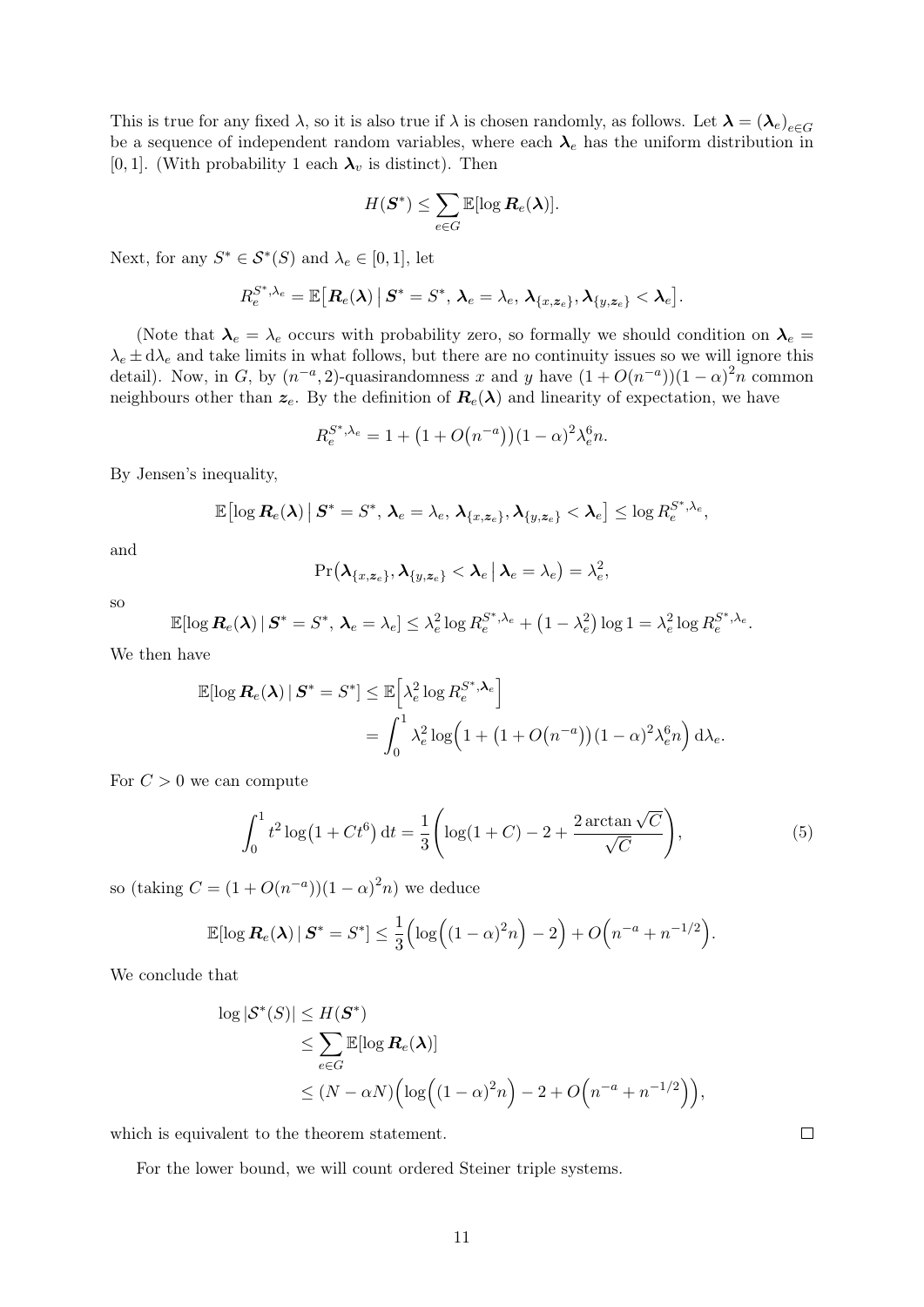This is true for any fixed $\lambda$, so it is also true if $\lambda$ is chosen randomly, as follows. Let $\boldsymbol{\lambda} = (\boldsymbol{\lambda}_e)_{e \in G}$ be a sequence of independent random variables, where each $\boldsymbol{\lambda}_e$ has the uniform distribution in $[0,1]$. (With probability 1 each $\boldsymbol{\lambda}_v$ is distinct). Then

$$H(\boldsymbol{S}^*) \leq \sum_{e \in G} \mathbb{E}[\log \boldsymbol{R}_e(\boldsymbol{\lambda})].$$

Next, for any $S^* \in \mathcal{S}^*(S)$ and $\lambda_e \in [0,1]$, let

$$R_e^{S^*,\lambda_e} = \mathbb{E}\big[\boldsymbol{R}_e(\boldsymbol{\lambda}) \,\big|\, \boldsymbol{S}^* = S^*,\, \boldsymbol{\lambda}_e = \lambda_e,\, \boldsymbol{\lambda}_{\{x,\boldsymbol{z}_e\}}, \boldsymbol{\lambda}_{\{y,\boldsymbol{z}_e\}} < \boldsymbol{\lambda}_e\big].$$

(Note that $\boldsymbol{\lambda}_e = \lambda_e$ occurs with probability zero, so formally we should condition on $\boldsymbol{\lambda}_e = \lambda_e \pm \mathrm{d}\lambda_e$ and take limits in what follows, but there are no continuity issues so we will ignore this detail). Now, in $G$, by $(n^{-a}, 2)$-quasirandomness $x$ and $y$ have $(1+O(n^{-a}))(1-\alpha)^2 n$ common neighbours other than $\boldsymbol{z}_e$. By the definition of $\boldsymbol{R}_e(\boldsymbol{\lambda})$ and linearity of expectation, we have

$$R_e^{S^*,\lambda_e} = 1 + \big(1 + O\big(n^{-a}\big)\big)(1-\alpha)^2 \lambda_e^6 n.$$

By Jensen's inequality,

$$\mathbb{E}\big[\log \boldsymbol{R}_e(\boldsymbol{\lambda}) \,\big|\, \boldsymbol{S}^* = S^*,\, \boldsymbol{\lambda}_e = \lambda_e,\, \boldsymbol{\lambda}_{\{x,\boldsymbol{z}_e\}}, \boldsymbol{\lambda}_{\{y,\boldsymbol{z}_e\}} < \boldsymbol{\lambda}_e\big] \leq \log R_e^{S^*,\lambda_e},$$

and

$$\Pr\big(\boldsymbol{\lambda}_{\{x,\boldsymbol{z}_e\}}, \boldsymbol{\lambda}_{\{y,\boldsymbol{z}_e\}} < \boldsymbol{\lambda}_e \,\big|\, \boldsymbol{\lambda}_e = \lambda_e\big) = \lambda_e^2,$$

so

$$\mathbb{E}[\log \boldsymbol{R}_e(\boldsymbol{\lambda}) \,|\, \boldsymbol{S}^* = S^*,\, \boldsymbol{\lambda}_e = \lambda_e] \leq \lambda_e^2 \log R_e^{S^*,\lambda_e} + \big(1 - \lambda_e^2\big) \log 1 = \lambda_e^2 \log R_e^{S^*,\lambda_e}.$$

We then have

$$\begin{aligned}
\mathbb{E}[\log \boldsymbol{R}_e(\boldsymbol{\lambda}) \,|\, \boldsymbol{S}^* = S^*] &\leq \mathbb{E}\Big[\boldsymbol{\lambda}_e^2 \log R_e^{S^*,\boldsymbol{\lambda}_e}\Big] \\
&= \int_0^1 \lambda_e^2 \log\Big(1 + \big(1 + O\big(n^{-a}\big)\big)(1-\alpha)^2 \lambda_e^6 n\Big)\, \mathrm{d}\lambda_e.
\end{aligned}$$

For $C > 0$ we can compute

$$\int_0^1 t^2 \log\big(1 + Ct^6\big)\, \mathrm{d}t = \frac{1}{3}\left(\log(1+C) - 2 + \frac{2 \arctan \sqrt{C}}{\sqrt{C}}\right), \tag{5}$$

so (taking $C = (1+O(n^{-a}))(1-\alpha)^2 n$) we deduce

$$\mathbb{E}[\log \boldsymbol{R}_e(\boldsymbol{\lambda}) \,|\, \boldsymbol{S}^* = S^*] \leq \frac{1}{3}\Big(\log\Big((1-\alpha)^2 n\Big) - 2\Big) + O\Big(n^{-a} + n^{-1/2}\Big).$$

We conclude that

$$\begin{aligned}
\log |\mathcal{S}^*(S)| &\leq H(\boldsymbol{S}^*) \\
&\leq \sum_{e \in G} \mathbb{E}[\log \boldsymbol{R}_e(\boldsymbol{\lambda})] \\
&\leq (N - \alpha N)\Big(\log\Big((1-\alpha)^2 n\Big) - 2 + O\Big(n^{-a} + n^{-1/2}\Big)\Big),
\end{aligned}$$

which is equivalent to the theorem statement. □

For the lower bound, we will count ordered Steiner triple systems.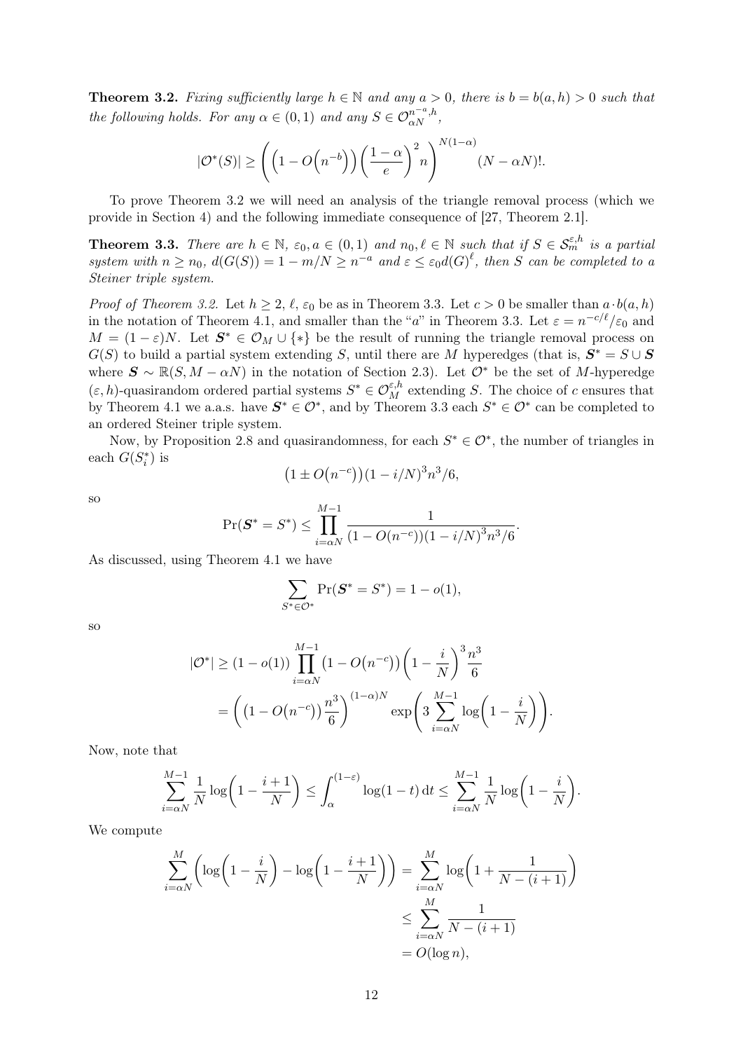**Theorem 3.2.** *Fixing sufficiently large $h \in \mathbb{N}$ and any $a > 0$, there is $b = b(a, h) > 0$ such that the following holds. For any $\alpha \in (0, 1)$ and any $S \in \mathcal{O}_{\alpha N}^{n^{-a}, h}$,*

$$|\mathcal{O}^*(S)| \geq \left(\left(1 - O\left(n^{-b}\right)\right)\left(\frac{1-\alpha}{e}\right)^2 n\right)^{N(1-\alpha)}(N - \alpha N)!.$$

To prove Theorem 3.2 we will need an analysis of the triangle removal process (which we provide in Section 4) and the following immediate consequence of [27, Theorem 2.1].

**Theorem 3.3.** *There are $h \in \mathbb{N}$, $\varepsilon_0, a \in (0, 1)$ and $n_0, \ell \in \mathbb{N}$ such that if $S \in \mathcal{S}_m^{\varepsilon, h}$ is a partial system with $n \geq n_0$, $d(G(S)) = 1 - m/N \geq n^{-a}$ and $\varepsilon \leq \varepsilon_0 d(G)^\ell$, then $S$ can be completed to a Steiner triple system.*

*Proof of Theorem 3.2.* Let $h \geq 2$, $\ell$, $\varepsilon_0$ be as in Theorem 3.3. Let $c > 0$ be smaller than $a \cdot b(a, h)$ in the notation of Theorem 4.1, and smaller than the "$a$" in Theorem 3.3. Let $\varepsilon = n^{-c/\ell}/\varepsilon_0$ and $M = (1 - \varepsilon)N$. Let $\boldsymbol{S}^* \in \mathcal{O}_M \cup \{*\}$ be the result of running the triangle removal process on $G(S)$ to build a partial system extending $S$, until there are $M$ hyperedges (that is, $\boldsymbol{S}^* = S \cup \boldsymbol{S}$ where $\boldsymbol{S} \sim \mathbb{R}(S, M - \alpha N)$ in the notation of Section 2.3). Let $\mathcal{O}^*$ be the set of $M$-hyperedge $(\varepsilon, h)$-quasirandom ordered partial systems $S^* \in \mathcal{O}_M^{\varepsilon, h}$ extending $S$. The choice of $c$ ensures that by Theorem 4.1 we a.a.s. have $\boldsymbol{S}^* \in \mathcal{O}^*$, and by Theorem 3.3 each $S^* \in \mathcal{O}^*$ can be completed to an ordered Steiner triple system.

Now, by Proposition 2.8 and quasirandomness, for each $S^* \in \mathcal{O}^*$, the number of triangles in each $G(S_i^*)$ is

$$\left(1 \pm O\left(n^{-c}\right)\right)(1 - i/N)^3 n^3/6,$$

so

$$\Pr(\boldsymbol{S}^* = S^*) \leq \prod_{i=\alpha N}^{M-1} \frac{1}{(1 - O(n^{-c}))(1 - i/N)^3 n^3/6}.$$

As discussed, using Theorem 4.1 we have

$$\sum_{S^* \in \mathcal{O}^*} \Pr(\boldsymbol{S}^* = S^*) = 1 - o(1),$$

so

$$\begin{aligned}
|\mathcal{O}^*| &\geq (1 - o(1)) \prod_{i=\alpha N}^{M-1} \left(1 - O\left(n^{-c}\right)\right)\left(1 - \frac{i}{N}\right)^3 \frac{n^3}{6} \\
&= \left(\left(1 - O\left(n^{-c}\right)\right)\frac{n^3}{6}\right)^{(1-\alpha)N} \exp\left(3 \sum_{i=\alpha N}^{M-1} \log\left(1 - \frac{i}{N}\right)\right).
\end{aligned}$$

Now, note that

$$\sum_{i=\alpha N}^{M-1} \frac{1}{N} \log\left(1 - \frac{i+1}{N}\right) \leq \int_{\alpha}^{(1-\varepsilon)} \log(1 - t)\, \mathrm{d}t \leq \sum_{i=\alpha N}^{M-1} \frac{1}{N} \log\left(1 - \frac{i}{N}\right).$$

We compute

$$\begin{aligned}
\sum_{i=\alpha N}^{M} \left(\log\left(1 - \frac{i}{N}\right) - \log\left(1 - \frac{i+1}{N}\right)\right) &= \sum_{i=\alpha N}^{M} \log\left(1 + \frac{1}{N - (i+1)}\right) \\
&\leq \sum_{i=\alpha N}^{M} \frac{1}{N - (i+1)} \\
&= O(\log n),
\end{aligned}$$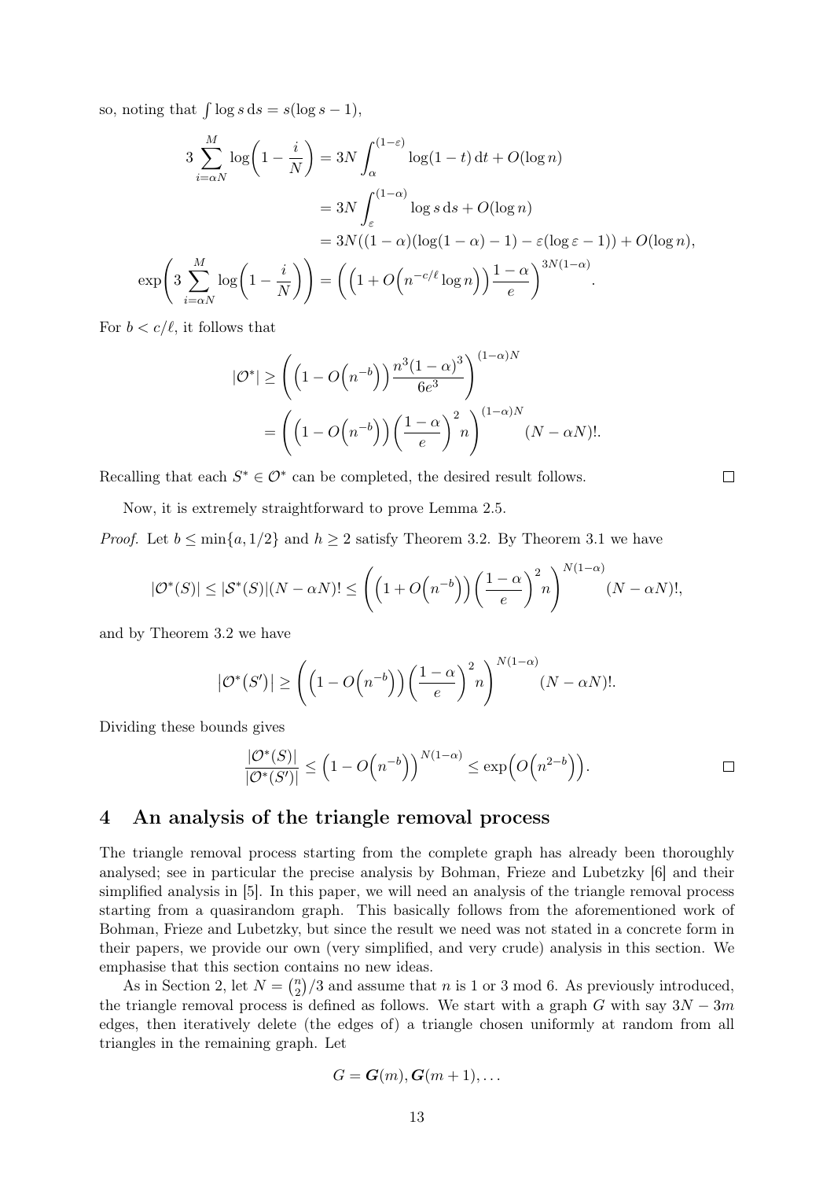so, noting that $\int \log s \,\mathrm{d}s = s(\log s - 1)$,

$$
\begin{aligned}
3\sum_{i=\alpha N}^{M} \log\left(1 - \frac{i}{N}\right) &= 3N\int_{\alpha}^{(1-\varepsilon)} \log(1-t)\,\mathrm{d}t + O(\log n) \\
&= 3N\int_{\varepsilon}^{(1-\alpha)} \log s \,\mathrm{d}s + O(\log n) \\
&= 3N((1-\alpha)(\log(1-\alpha) - 1) - \varepsilon(\log \varepsilon - 1)) + O(\log n), \\
\exp\left(3\sum_{i=\alpha N}^{M} \log\left(1 - \frac{i}{N}\right)\right) &= \left(\left(1 + O\left(n^{-c/\ell}\log n\right)\right)\frac{1-\alpha}{e}\right)^{3N(1-\alpha)}.
\end{aligned}
$$

For $b < c/\ell$, it follows that

$$
\begin{aligned}
|\mathcal{O}^*| &\geq \left(\left(1 - O\left(n^{-b}\right)\right)\frac{n^3(1-\alpha)^3}{6e^3}\right)^{(1-\alpha)N} \\
&= \left(\left(1 - O\left(n^{-b}\right)\right)\left(\frac{1-\alpha}{e}\right)^2 n\right)^{(1-\alpha)N} (N - \alpha N)!.
\end{aligned}
$$

Recalling that each $S^* \in \mathcal{O}^*$ can be completed, the desired result follows. $\square$

Now, it is extremely straightforward to prove Lemma 2.5.

*Proof.* Let $b \leq \min\{a, 1/2\}$ and $h \geq 2$ satisfy Theorem 3.2. By Theorem 3.1 we have

$$
|\mathcal{O}^*(S)| \leq |\mathcal{S}^*(S)|(N - \alpha N)! \leq \left(\left(1 + O\left(n^{-b}\right)\right)\left(\frac{1-\alpha}{e}\right)^2 n\right)^{N(1-\alpha)} (N - \alpha N)!,
$$

and by Theorem 3.2 we have

$$
\left|\mathcal{O}^*(S')\right| \geq \left(\left(1 - O\left(n^{-b}\right)\right)\left(\frac{1-\alpha}{e}\right)^2 n\right)^{N(1-\alpha)} (N - \alpha N)!.
$$

Dividing these bounds gives

$$
\frac{|\mathcal{O}^*(S)|}{|\mathcal{O}^*(S')|} \leq \left(1 - O\left(n^{-b}\right)\right)^{N(1-\alpha)} \leq \exp\left(O\left(n^{2-b}\right)\right). \qquad \square
$$

## 4 An analysis of the triangle removal process

The triangle removal process starting from the complete graph has already been thoroughly analysed; see in particular the precise analysis by Bohman, Frieze and Lubetzky [6] and their simplified analysis in [5]. In this paper, we will need an analysis of the triangle removal process starting from a quasirandom graph. This basically follows from the aforementioned work of Bohman, Frieze and Lubetzky, but since the result we need was not stated in a concrete form in their papers, we provide our own (very simplified, and very crude) analysis in this section. We emphasise that this section contains no new ideas.

As in Section 2, let $N = \binom{n}{2}/3$ and assume that $n$ is 1 or 3 mod 6. As previously introduced, the triangle removal process is defined as follows. We start with a graph $G$ with say $3N - 3m$ edges, then iteratively delete (the edges of) a triangle chosen uniformly at random from all triangles in the remaining graph. Let

$$
G = \boldsymbol{G}(m), \boldsymbol{G}(m+1), \ldots
$$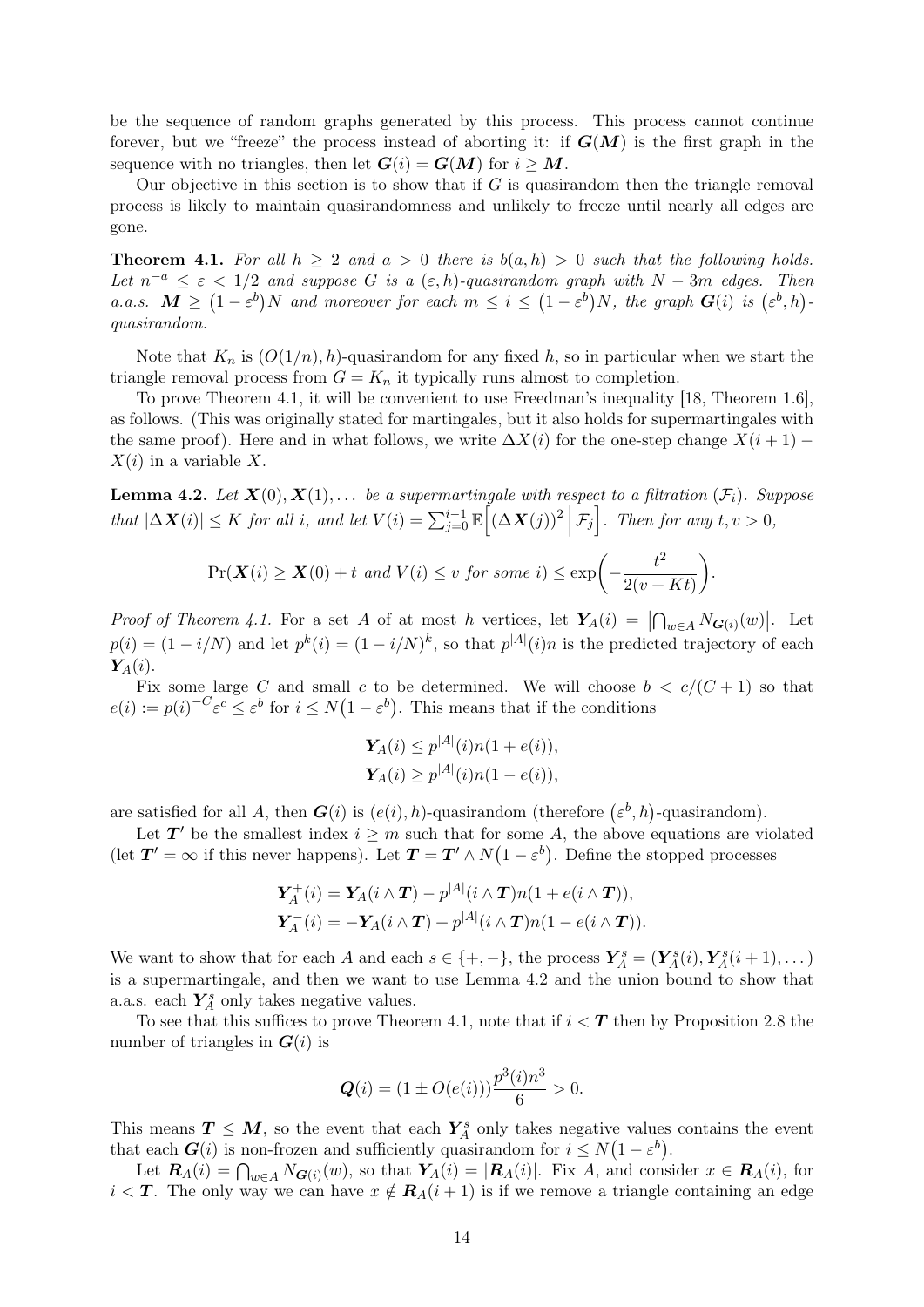be the sequence of random graphs generated by this process. This process cannot continue forever, but we "freeze" the process instead of aborting it: if $\boldsymbol{G}(\boldsymbol{M})$ is the first graph in the sequence with no triangles, then let $\boldsymbol{G}(i) = \boldsymbol{G}(\boldsymbol{M})$ for $i \geq \boldsymbol{M}$.

Our objective in this section is to show that if $G$ is quasirandom then the triangle removal process is likely to maintain quasirandomness and unlikely to freeze until nearly all edges are gone.

**Theorem 4.1.** *For all $h \geq 2$ and $a > 0$ there is $b(a, h) > 0$ such that the following holds. Let $n^{-a} \leq \varepsilon < 1/2$ and suppose $G$ is a $(\varepsilon, h)$-quasirandom graph with $N - 3m$ edges. Then a.a.s. $\boldsymbol{M} \geq (1 - \varepsilon^b)N$ and moreover for each $m \leq i \leq (1 - \varepsilon^b)N$, the graph $\boldsymbol{G}(i)$ is $(\varepsilon^b, h)$-quasirandom.*

Note that $K_n$ is $(O(1/n), h)$-quasirandom for any fixed $h$, so in particular when we start the triangle removal process from $G = K_n$ it typically runs almost to completion.

To prove Theorem 4.1, it will be convenient to use Freedman's inequality [18, Theorem 1.6], as follows. (This was originally stated for martingales, but it also holds for supermartingales with the same proof). Here and in what follows, we write $\Delta X(i)$ for the one-step change $X(i+1) - X(i)$ in a variable $X$.

**Lemma 4.2.** *Let $\boldsymbol{X}(0), \boldsymbol{X}(1), \dots$ be a supermartingale with respect to a filtration $(\mathcal{F}_i)$. Suppose that $|\Delta \boldsymbol{X}(i)| \leq K$ for all $i$, and let $V(i) = \sum_{j=0}^{i-1} \mathbb{E}\Big[(\Delta \boldsymbol{X}(j))^2 \,\Big|\, \mathcal{F}_j\Big]$. Then for any $t, v > 0$,*

$$\Pr(\boldsymbol{X}(i) \geq \boldsymbol{X}(0) + t \text{ and } V(i) \leq v \text{ for some } i) \leq \exp\!\left(-\frac{t^2}{2(v + Kt)}\right).$$

*Proof of Theorem 4.1.* For a set $A$ of at most $h$ vertices, let $\boldsymbol{Y}_A(i) = \left|\bigcap_{w \in A} N_{\boldsymbol{G}(i)}(w)\right|$. Let $p(i) = (1 - i/N)$ and let $p^k(i) = (1 - i/N)^k$, so that $p^{|A|}(i)n$ is the predicted trajectory of each $\boldsymbol{Y}_A(i)$.

Fix some large $C$ and small $c$ to be determined. We will choose $b < c/(C+1)$ so that $e(i) := p(i)^{-C}\varepsilon^c \leq \varepsilon^b$ for $i \leq N(1 - \varepsilon^b)$. This means that if the conditions

$$\boldsymbol{Y}_A(i) \leq p^{|A|}(i)n(1 + e(i)),$$
$$\boldsymbol{Y}_A(i) \geq p^{|A|}(i)n(1 - e(i)),$$

are satisfied for all $A$, then $\boldsymbol{G}(i)$ is $(e(i), h)$-quasirandom (therefore $(\varepsilon^b, h)$-quasirandom).

Let $\boldsymbol{T}'$ be the smallest index $i \geq m$ such that for some $A$, the above equations are violated (let $\boldsymbol{T}' = \infty$ if this never happens). Let $\boldsymbol{T} = \boldsymbol{T}' \wedge N(1 - \varepsilon^b)$. Define the stopped processes

$$\boldsymbol{Y}_A^+(i) = \boldsymbol{Y}_A(i \wedge \boldsymbol{T}) - p^{|A|}(i \wedge \boldsymbol{T})n(1 + e(i \wedge \boldsymbol{T})),$$
$$\boldsymbol{Y}_A^-(i) = -\boldsymbol{Y}_A(i \wedge \boldsymbol{T}) + p^{|A|}(i \wedge \boldsymbol{T})n(1 - e(i \wedge \boldsymbol{T})).$$

We want to show that for each $A$ and each $s \in \{+, -\}$, the process $\boldsymbol{Y}_A^s = (\boldsymbol{Y}_A^s(i), \boldsymbol{Y}_A^s(i+1), \dots)$ is a supermartingale, and then we want to use Lemma 4.2 and the union bound to show that a.a.s. each $\boldsymbol{Y}_A^s$ only takes negative values.

To see that this suffices to prove Theorem 4.1, note that if $i < \boldsymbol{T}$ then by Proposition 2.8 the number of triangles in $\boldsymbol{G}(i)$ is

$$\boldsymbol{Q}(i) = (1 \pm O(e(i)))\frac{p^3(i)n^3}{6} > 0.$$

This means $\boldsymbol{T} \leq \boldsymbol{M}$, so the event that each $\boldsymbol{Y}_A^s$ only takes negative values contains the event that each $\boldsymbol{G}(i)$ is non-frozen and sufficiently quasirandom for $i \leq N(1 - \varepsilon^b)$.

Let $\boldsymbol{R}_A(i) = \bigcap_{w \in A} N_{\boldsymbol{G}(i)}(w)$, so that $\boldsymbol{Y}_A(i) = |\boldsymbol{R}_A(i)|$. Fix $A$, and consider $x \in \boldsymbol{R}_A(i)$, for $i < \boldsymbol{T}$. The only way we can have $x \notin \boldsymbol{R}_A(i+1)$ is if we remove a triangle containing an edge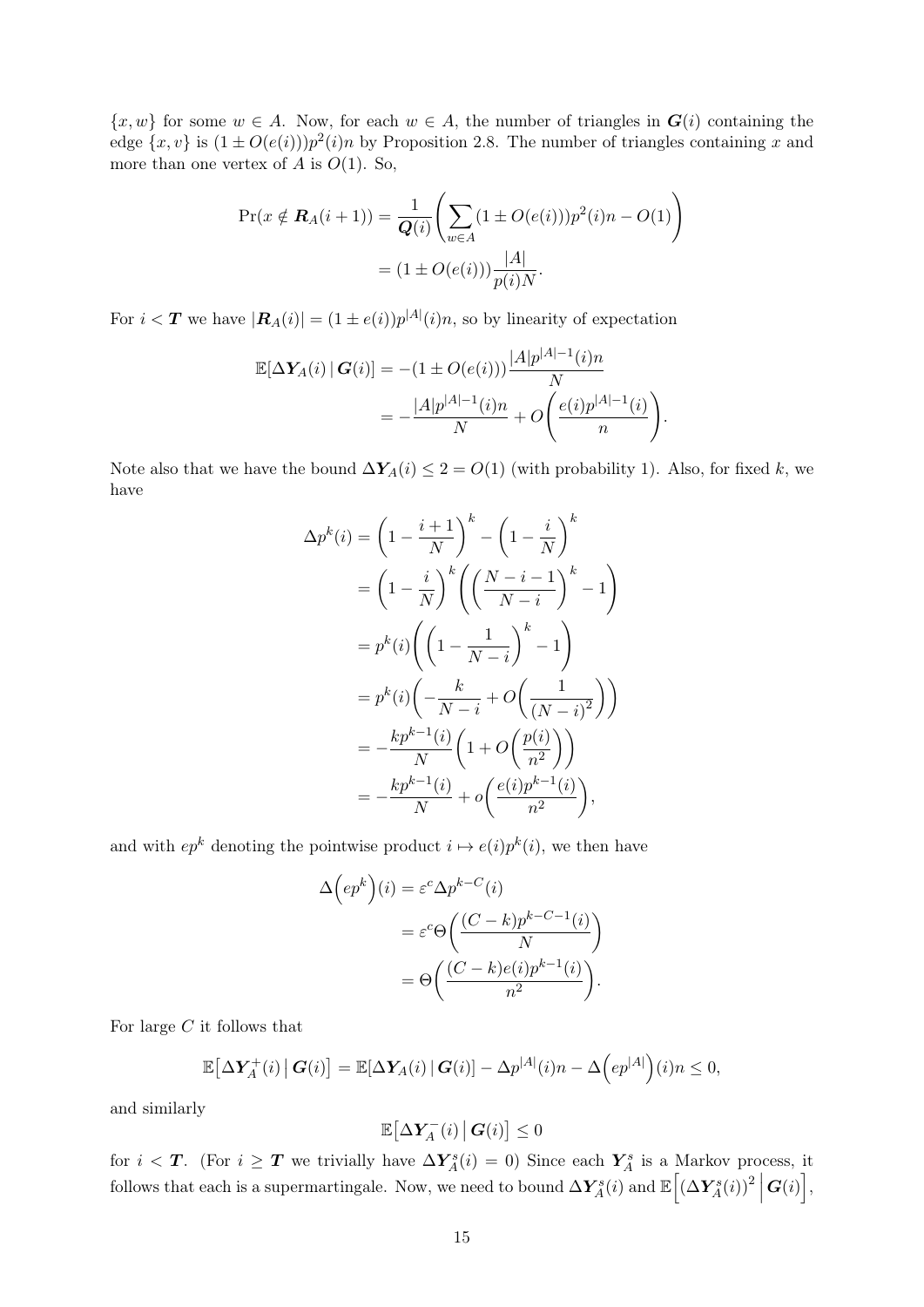$\{x, w\}$ for some $w \in A$. Now, for each $w \in A$, the number of triangles in $\boldsymbol{G}(i)$ containing the edge $\{x, v\}$ is $(1 \pm O(e(i)))p^2(i)n$ by Proposition 2.8. The number of triangles containing $x$ and more than one vertex of $A$ is $O(1)$. So,

$$\begin{aligned}
\Pr(x \notin \boldsymbol{R}_A(i+1)) &= \frac{1}{\boldsymbol{Q}(i)}\left(\sum_{w \in A}(1 \pm O(e(i)))p^2(i)n - O(1)\right) \\
&= (1 \pm O(e(i)))\frac{|A|}{p(i)N}.
\end{aligned}$$

For $i < \boldsymbol{T}$ we have $|\boldsymbol{R}_A(i)| = (1 \pm e(i))p^{|A|}(i)n$, so by linearity of expectation

$$\begin{aligned}
\mathbb{E}[\Delta \boldsymbol{Y}_A(i) \mid \boldsymbol{G}(i)] &= -(1 \pm O(e(i)))\frac{|A|p^{|A|-1}(i)n}{N} \\
&= -\frac{|A|p^{|A|-1}(i)n}{N} + O\left(\frac{e(i)p^{|A|-1}(i)}{n}\right).
\end{aligned}$$

Note also that we have the bound $\Delta \boldsymbol{Y}_A(i) \le 2 = O(1)$ (with probability 1). Also, for fixed $k$, we have

$$\begin{aligned}
\Delta p^k(i) &= \left(1 - \frac{i+1}{N}\right)^k - \left(1 - \frac{i}{N}\right)^k \\
&= \left(1 - \frac{i}{N}\right)^k\left(\left(\frac{N-i-1}{N-i}\right)^k - 1\right) \\
&= p^k(i)\left(\left(1 - \frac{1}{N-i}\right)^k - 1\right) \\
&= p^k(i)\left(-\frac{k}{N-i} + O\left(\frac{1}{(N-i)^2}\right)\right) \\
&= -\frac{kp^{k-1}(i)}{N}\left(1 + O\left(\frac{p(i)}{n^2}\right)\right) \\
&= -\frac{kp^{k-1}(i)}{N} + o\left(\frac{e(i)p^{k-1}(i)}{n^2}\right),
\end{aligned}$$

and with $ep^k$ denoting the pointwise product $i \mapsto e(i)p^k(i)$, we then have

$$\begin{aligned}
\Delta\left(ep^k\right)(i) &= \varepsilon^c \Delta p^{k-C}(i) \\
&= \varepsilon^c \Theta\left(\frac{(C-k)p^{k-C-1}(i)}{N}\right) \\
&= \Theta\left(\frac{(C-k)e(i)p^{k-1}(i)}{n^2}\right).
\end{aligned}$$

For large $C$ it follows that

$$\mathbb{E}\left[\Delta \boldsymbol{Y}_A^+(i) \,\middle|\, \boldsymbol{G}(i)\right] = \mathbb{E}[\Delta \boldsymbol{Y}_A(i) \mid \boldsymbol{G}(i)] - \Delta p^{|A|}(i)n - \Delta\left(ep^{|A|}\right)(i)n \le 0,$$

and similarly

$$\mathbb{E}\left[\Delta \boldsymbol{Y}_A^-(i) \,\middle|\, \boldsymbol{G}(i)\right] \le 0$$

for $i < \boldsymbol{T}$. (For $i \ge \boldsymbol{T}$ we trivially have $\Delta \boldsymbol{Y}_A^s(i) = 0$) Since each $\boldsymbol{Y}_A^s$ is a Markov process, it follows that each is a supermartingale. Now, we need to bound $\Delta \boldsymbol{Y}_A^s(i)$ and $\mathbb{E}\left[(\Delta \boldsymbol{Y}_A^s(i))^2 \,\middle|\, \boldsymbol{G}(i)\right]$,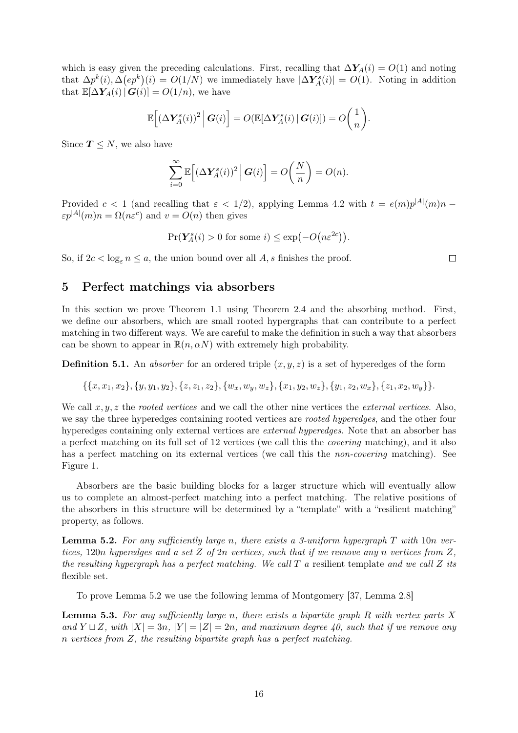which is easy given the preceding calculations. First, recalling that $\Delta \boldsymbol{Y}_A(i) = O(1)$ and noting that $\Delta p^k(i), \Delta\big(ep^k\big)(i) = O(1/N)$ we immediately have $|\Delta \boldsymbol{Y}_A^s(i)| = O(1)$. Noting in addition that $\mathbb{E}[\Delta \boldsymbol{Y}_A(i) \,|\, \boldsymbol{G}(i)] = O(1/n)$, we have

$$\mathbb{E}\Big[(\Delta \boldsymbol{Y}_A^s(i))^2 \,\Big|\, \boldsymbol{G}(i)\Big] = O(\mathbb{E}[\Delta \boldsymbol{Y}_A^s(i) \,|\, \boldsymbol{G}(i)]) = O\bigg(\frac{1}{n}\bigg).$$

Since $\boldsymbol{T} \le N$, we also have

$$\sum_{i=0}^{\infty} \mathbb{E}\Big[(\Delta \boldsymbol{Y}_A^s(i))^2 \,\Big|\, \boldsymbol{G}(i)\Big] = O\bigg(\frac{N}{n}\bigg) = O(n).$$

Provided $c < 1$ (and recalling that $\varepsilon < 1/2$), applying Lemma 4.2 with $t = e(m)p^{|A|}(m)n - \varepsilon p^{|A|}(m)n = \Omega(n\varepsilon^c)$ and $v = O(n)$ then gives

$$\Pr(\boldsymbol{Y}_A^s(i) > 0 \text{ for some } i) \le \exp\!\big(-O\big(n\varepsilon^{2c}\big)\big).$$

So, if $2c < \log_\varepsilon n \le a$, the union bound over all $A, s$ finishes the proof. $\square$

## 5 Perfect matchings via absorbers

In this section we prove Theorem 1.1 using Theorem 2.4 and the absorbing method. First, we define our absorbers, which are small rooted hypergraphs that can contribute to a perfect matching in two different ways. We are careful to make the definition in such a way that absorbers can be shown to appear in $\mathbb{R}(n, \alpha N)$ with extremely high probability.

**Definition 5.1.** An *absorber* for an ordered triple $(x, y, z)$ is a set of hyperedges of the form

$$\{\{x, x_1, x_2\}, \{y, y_1, y_2\}, \{z, z_1, z_2\}, \{w_x, w_y, w_z\}, \{x_1, y_2, w_z\}, \{y_1, z_2, w_x\}, \{z_1, x_2, w_y\}\}.$$

We call $x, y, z$ the *rooted vertices* and we call the other nine vertices the *external vertices*. Also, we say the three hyperedges containing rooted vertices are *rooted hyperedges*, and the other four hyperedges containing only external vertices are *external hyperedges*. Note that an absorber has a perfect matching on its full set of 12 vertices (we call this the *covering* matching), and it also has a perfect matching on its external vertices (we call this the *non-covering* matching). See Figure 1.

Absorbers are the basic building blocks for a larger structure which will eventually allow us to complete an almost-perfect matching into a perfect matching. The relative positions of the absorbers in this structure will be determined by a "template" with a "resilient matching" property, as follows.

**Lemma 5.2.** *For any sufficiently large $n$, there exists a 3-uniform hypergraph $T$ with $10n$ vertices, $120n$ hyperedges and a set $Z$ of $2n$ vertices, such that if we remove any $n$ vertices from $Z$, the resulting hypergraph has a perfect matching. We call $T$ a* resilient template *and we call $Z$ its* flexible set.

To prove Lemma 5.2 we use the following lemma of Montgomery [37, Lemma 2.8]

**Lemma 5.3.** *For any sufficiently large $n$, there exists a bipartite graph $R$ with vertex parts $X$ and $Y \sqcup Z$, with $|X| = 3n$, $|Y| = |Z| = 2n$, and maximum degree 40, such that if we remove any $n$ vertices from $Z$, the resulting bipartite graph has a perfect matching.*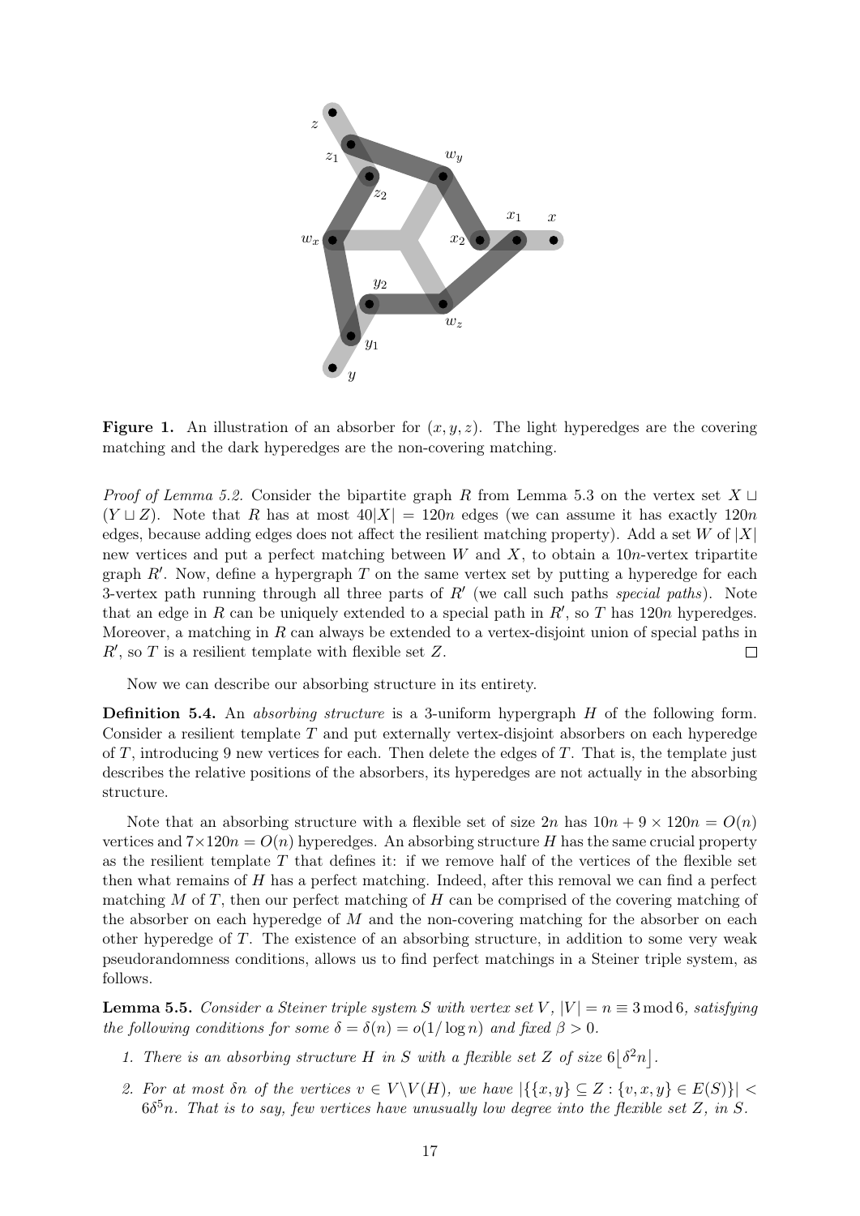**Figure 1.** An illustration of an absorber for $(x, y, z)$. The light hyperedges are the covering matching and the dark hyperedges are the non-covering matching.

*Proof of Lemma 5.2.* Consider the bipartite graph $R$ from Lemma 5.3 on the vertex set $X \sqcup (Y \sqcup Z)$. Note that $R$ has at most $40|X| = 120n$ edges (we can assume it has exactly $120n$ edges, because adding edges does not affect the resilient matching property). Add a set $W$ of $|X|$ new vertices and put a perfect matching between $W$ and $X$, to obtain a $10n$-vertex tripartite graph $R'$. Now, define a hypergraph $T$ on the same vertex set by putting a hyperedge for each 3-vertex path running through all three parts of $R'$ (we call such paths *special paths*). Note that an edge in $R$ can be uniquely extended to a special path in $R'$, so $T$ has $120n$ hyperedges. Moreover, a matching in $R$ can always be extended to a vertex-disjoint union of special paths in $R'$, so $T$ is a resilient template with flexible set $Z$. $\square$

Now we can describe our absorbing structure in its entirety.

**Definition 5.4.** An *absorbing structure* is a 3-uniform hypergraph $H$ of the following form. Consider a resilient template $T$ and put externally vertex-disjoint absorbers on each hyperedge of $T$, introducing 9 new vertices for each. Then delete the edges of $T$. That is, the template just describes the relative positions of the absorbers, its hyperedges are not actually in the absorbing structure.

Note that an absorbing structure with a flexible set of size $2n$ has $10n + 9 \times 120n = O(n)$ vertices and $7 \times 120n = O(n)$ hyperedges. An absorbing structure $H$ has the same crucial property as the resilient template $T$ that defines it: if we remove half of the vertices of the flexible set then what remains of $H$ has a perfect matching. Indeed, after this removal we can find a perfect matching $M$ of $T$, then our perfect matching of $H$ can be comprised of the covering matching of the absorber on each hyperedge of $M$ and the non-covering matching for the absorber on each other hyperedge of $T$. The existence of an absorbing structure, in addition to some very weak pseudorandomness conditions, allows us to find perfect matchings in a Steiner triple system, as follows.

**Lemma 5.5.** *Consider a Steiner triple system $S$ with vertex set $V$, $|V| = n \equiv 3 \bmod 6$, satisfying the following conditions for some $\delta = \delta(n) = o(1/\log n)$ and fixed $\beta > 0$.*

1. *There is an absorbing structure $H$ in $S$ with a flexible set $Z$ of size $6\lfloor \delta^2 n \rfloor$.*
2. *For at most $\delta n$ of the vertices $v \in V \setminus V(H)$, we have $|\{\{x, y\} \subseteq Z : \{v, x, y\} \in E(S)\}| < 6\delta^5 n$. That is to say, few vertices have unusually low degree into the flexible set $Z$, in $S$.*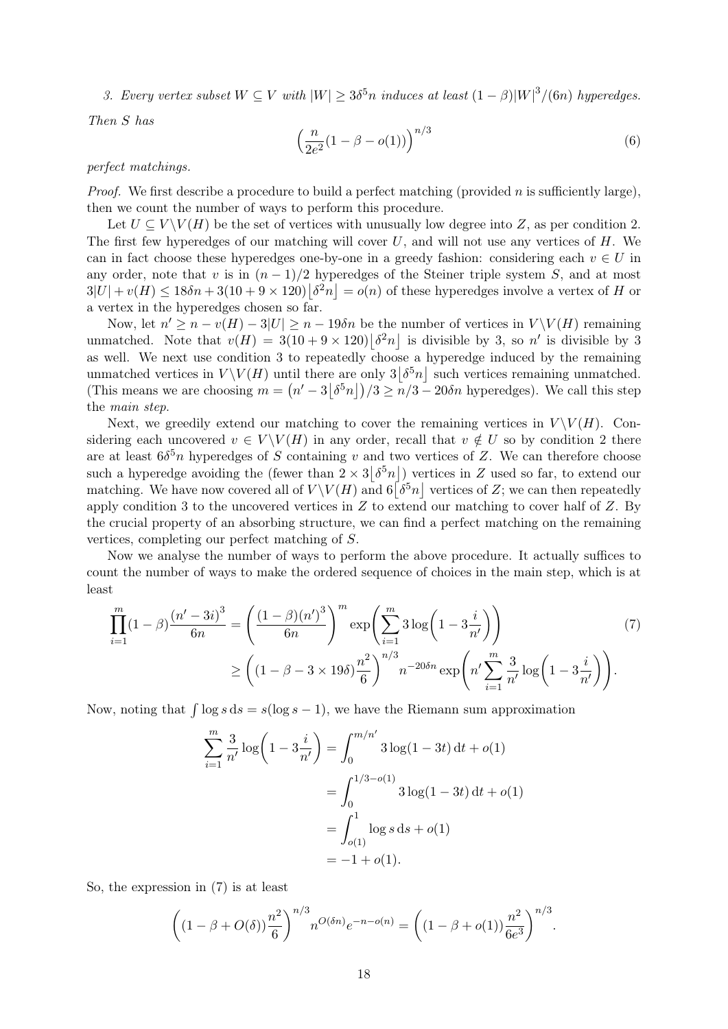*3. Every vertex subset $W \subseteq V$ with $|W| \geq 3\delta^5 n$ induces at least $(1-\beta)|W|^3/(6n)$ hyperedges.*

*Then $S$ has*

$$\left(\frac{n}{2e^2}(1-\beta-o(1))\right)^{n/3} \tag{6}$$

*perfect matchings.*

*Proof.* We first describe a procedure to build a perfect matching (provided $n$ is sufficiently large), then we count the number of ways to perform this procedure.

Let $U \subseteq V \backslash V(H)$ be the set of vertices with unusually low degree into $Z$, as per condition 2. The first few hyperedges of our matching will cover $U$, and will not use any vertices of $H$. We can in fact choose these hyperedges one-by-one in a greedy fashion: considering each $v \in U$ in any order, note that $v$ is in $(n-1)/2$ hyperedges of the Steiner triple system $S$, and at most $3|U| + v(H) \leq 18\delta n + 3(10 + 9 \times 120)\lfloor \delta^2 n \rfloor = o(n)$ of these hyperedges involve a vertex of $H$ or a vertex in the hyperedges chosen so far.

Now, let $n' \geq n - v(H) - 3|U| \geq n - 19\delta n$ be the number of vertices in $V \backslash V(H)$ remaining unmatched. Note that $v(H) = 3(10 + 9 \times 120)\lfloor \delta^2 n \rfloor$ is divisible by 3, so $n'$ is divisible by 3 as well. We next use condition 3 to repeatedly choose a hyperedge induced by the remaining unmatched vertices in $V \backslash V(H)$ until there are only $3\lfloor \delta^5 n \rfloor$ such vertices remaining unmatched. (This means we are choosing $m = \left(n' - 3\lfloor \delta^5 n \rfloor\right)/3 \geq n/3 - 20\delta n$ hyperedges). We call this step the *main step*.

Next, we greedily extend our matching to cover the remaining vertices in $V \backslash V(H)$. Considering each uncovered $v \in V \backslash V(H)$ in any order, recall that $v \notin U$ so by condition 2 there are at least $6\delta^5 n$ hyperedges of $S$ containing $v$ and two vertices of $Z$. We can therefore choose such a hyperedge avoiding the (fewer than $2 \times 3\lfloor \delta^5 n \rfloor$) vertices in $Z$ used so far, to extend our matching. We have now covered all of $V \backslash V(H)$ and $6\lfloor \delta^5 n \rfloor$ vertices of $Z$; we can then repeatedly apply condition 3 to the uncovered vertices in $Z$ to extend our matching to cover half of $Z$. By the crucial property of an absorbing structure, we can find a perfect matching on the remaining vertices, completing our perfect matching of $S$.

Now we analyse the number of ways to perform the above procedure. It actually suffices to count the number of ways to make the ordered sequence of choices in the main step, which is at least

$$\begin{aligned}\prod_{i=1}^{m}(1-\beta)\frac{(n'-3i)^3}{6n} &= \left(\frac{(1-\beta)(n')^3}{6n}\right)^m \exp\left(\sum_{i=1}^{m} 3\log\left(1 - 3\frac{i}{n'}\right)\right) \\ &\geq \left((1-\beta-3\times 19\delta)\frac{n^2}{6}\right)^{n/3} n^{-20\delta n} \exp\left(n' \sum_{i=1}^{m} \frac{3}{n'}\log\left(1 - 3\frac{i}{n'}\right)\right).\end{aligned} \tag{7}$$

Now, noting that $\int \log s \,\mathrm{d}s = s(\log s - 1)$, we have the Riemann sum approximation

$$\begin{aligned}\sum_{i=1}^{m} \frac{3}{n'}\log\left(1 - 3\frac{i}{n'}\right) &= \int_0^{m/n'} 3\log(1-3t)\,\mathrm{d}t + o(1) \\ &= \int_0^{1/3-o(1)} 3\log(1-3t)\,\mathrm{d}t + o(1) \\ &= \int_{o(1)}^{1} \log s\,\mathrm{d}s + o(1) \\ &= -1 + o(1).\end{aligned}$$

So, the expression in (7) is at least

$$\left((1-\beta+O(\delta))\frac{n^2}{6}\right)^{n/3} n^{O(\delta n)} e^{-n-o(n)} = \left((1-\beta+o(1))\frac{n^2}{6e^3}\right)^{n/3}.$$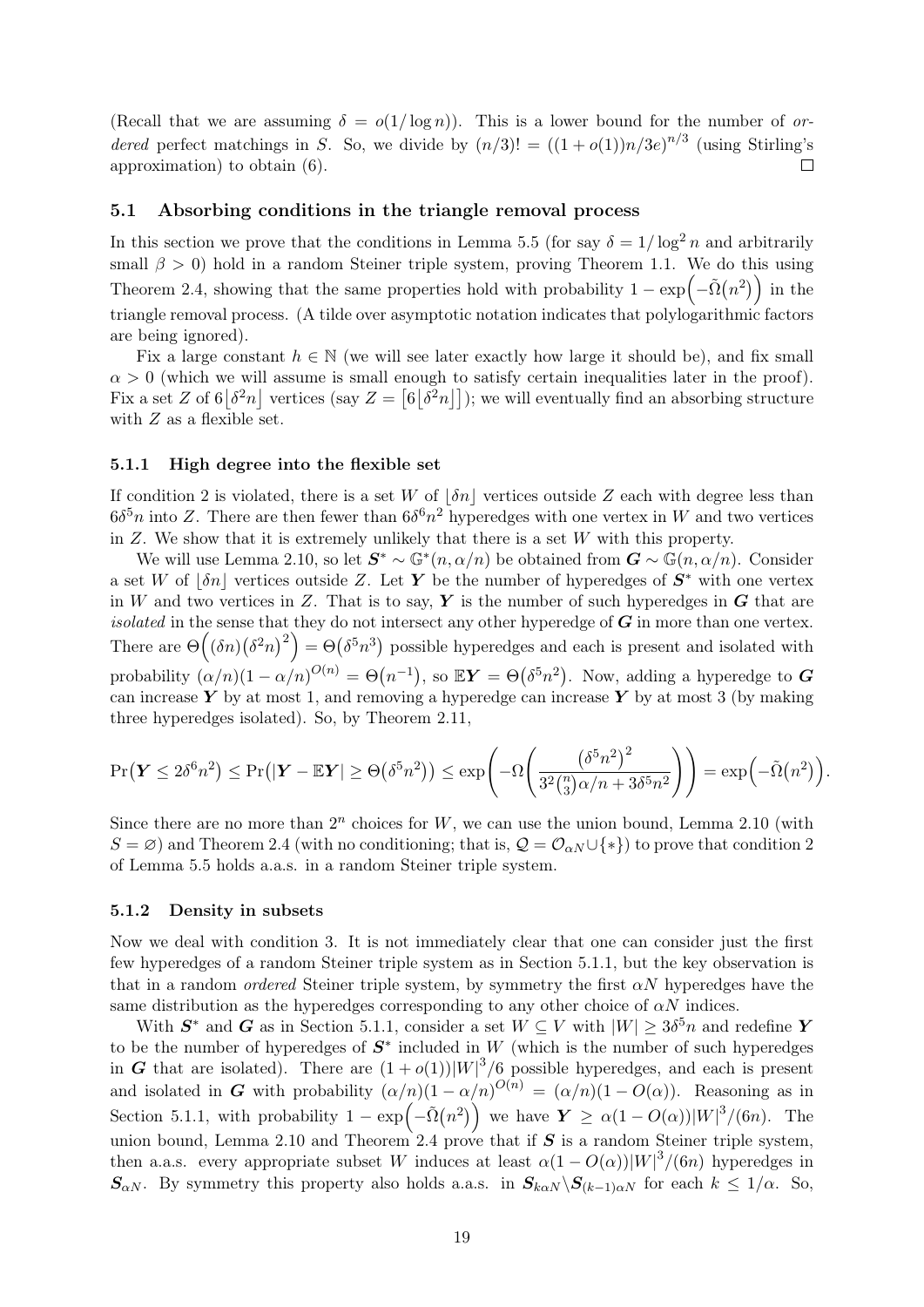(Recall that we are assuming $\delta = o(1/\log n)$). This is a lower bound for the number of *ordered* perfect matchings in $S$. So, we divide by $(n/3)! = ((1+o(1))n/3e)^{n/3}$ (using Stirling's approximation) to obtain (6). $\square$

### 5.1 Absorbing conditions in the triangle removal process

In this section we prove that the conditions in Lemma 5.5 (for say $\delta = 1/\log^2 n$ and arbitrarily small $\beta > 0$) hold in a random Steiner triple system, proving Theorem 1.1. We do this using Theorem 2.4, showing that the same properties hold with probability $1 - \exp\left(-\tilde{\Omega}\left(n^2\right)\right)$ in the triangle removal process. (A tilde over asymptotic notation indicates that polylogarithmic factors are being ignored).

Fix a large constant $h \in \mathbb{N}$ (we will see later exactly how large it should be), and fix small $\alpha > 0$ (which we will assume is small enough to satisfy certain inequalities later in the proof). Fix a set $Z$ of $6\lfloor\delta^2 n\rfloor$ vertices (say $Z = \left[6\lfloor\delta^2 n\rfloor\right]$); we will eventually find an absorbing structure with $Z$ as a flexible set.

#### 5.1.1 High degree into the flexible set

If condition 2 is violated, there is a set $W$ of $\lfloor\delta n\rfloor$ vertices outside $Z$ each with degree less than $6\delta^5 n$ into $Z$. There are then fewer than $6\delta^6 n^2$ hyperedges with one vertex in $W$ and two vertices in $Z$. We show that it is extremely unlikely that there is a set $W$ with this property.

We will use Lemma 2.10, so let $\boldsymbol{S}^* \sim \mathbb{G}^*(n, \alpha/n)$ be obtained from $\boldsymbol{G} \sim \mathbb{G}(n, \alpha/n)$. Consider a set $W$ of $\lfloor\delta n\rfloor$ vertices outside $Z$. Let $\boldsymbol{Y}$ be the number of hyperedges of $\boldsymbol{S}^*$ with one vertex in $W$ and two vertices in $Z$. That is to say, $\boldsymbol{Y}$ is the number of such hyperedges in $\boldsymbol{G}$ that are *isolated* in the sense that they do not intersect any other hyperedge of $\boldsymbol{G}$ in more than one vertex. There are $\Theta\left((\delta n)\left(\delta^2 n\right)^2\right) = \Theta\left(\delta^5 n^3\right)$ possible hyperedges and each is present and isolated with probability $(\alpha/n)(1-\alpha/n)^{O(n)} = \Theta\left(n^{-1}\right)$, so $\mathbb{E}\boldsymbol{Y} = \Theta\left(\delta^5 n^2\right)$. Now, adding a hyperedge to $\boldsymbol{G}$ can increase $\boldsymbol{Y}$ by at most 1, and removing a hyperedge can increase $\boldsymbol{Y}$ by at most 3 (by making three hyperedges isolated). So, by Theorem 2.11,

$$\Pr\left(\boldsymbol{Y} \le 2\delta^6 n^2\right) \le \Pr\left(|\boldsymbol{Y} - \mathbb{E}\boldsymbol{Y}| \ge \Theta\left(\delta^5 n^2\right)\right) \le \exp\left(-\Omega\left(\frac{\left(\delta^5 n^2\right)^2}{3^2\binom{n}{3}\alpha/n + 3\delta^5 n^2}\right)\right) = \exp\left(-\tilde{\Omega}\left(n^2\right)\right).$$

Since there are no more than $2^n$ choices for $W$, we can use the union bound, Lemma 2.10 (with $S = \varnothing$) and Theorem 2.4 (with no conditioning; that is, $\mathcal{Q} = \mathcal{O}_{\alpha N} \cup \{*\}$) to prove that condition 2 of Lemma 5.5 holds a.a.s. in a random Steiner triple system.

#### 5.1.2 Density in subsets

Now we deal with condition 3. It is not immediately clear that one can consider just the first few hyperedges of a random Steiner triple system as in Section 5.1.1, but the key observation is that in a random *ordered* Steiner triple system, by symmetry the first $\alpha N$ hyperedges have the same distribution as the hyperedges corresponding to any other choice of $\alpha N$ indices.

With $\boldsymbol{S}^*$ and $\boldsymbol{G}$ as in Section 5.1.1, consider a set $W \subseteq V$ with $|W| \ge 3\delta^5 n$ and redefine $\boldsymbol{Y}$ to be the number of hyperedges of $\boldsymbol{S}^*$ included in $W$ (which is the number of such hyperedges in $\boldsymbol{G}$ that are isolated). There are $(1+o(1))|W|^3/6$ possible hyperedges, and each is present and isolated in $\boldsymbol{G}$ with probability $(\alpha/n)(1-\alpha/n)^{O(n)} = (\alpha/n)(1-O(\alpha))$. Reasoning as in Section 5.1.1, with probability $1 - \exp\left(-\tilde{\Omega}\left(n^2\right)\right)$ we have $\boldsymbol{Y} \ge \alpha(1-O(\alpha))|W|^3/(6n)$. The union bound, Lemma 2.10 and Theorem 2.4 prove that if $\boldsymbol{S}$ is a random Steiner triple system, then a.a.s. every appropriate subset $W$ induces at least $\alpha(1-O(\alpha))|W|^3/(6n)$ hyperedges in $\boldsymbol{S}_{\alpha N}$. By symmetry this property also holds a.a.s. in $\boldsymbol{S}_{k\alpha N} \backslash \boldsymbol{S}_{(k-1)\alpha N}$ for each $k \le 1/\alpha$. So,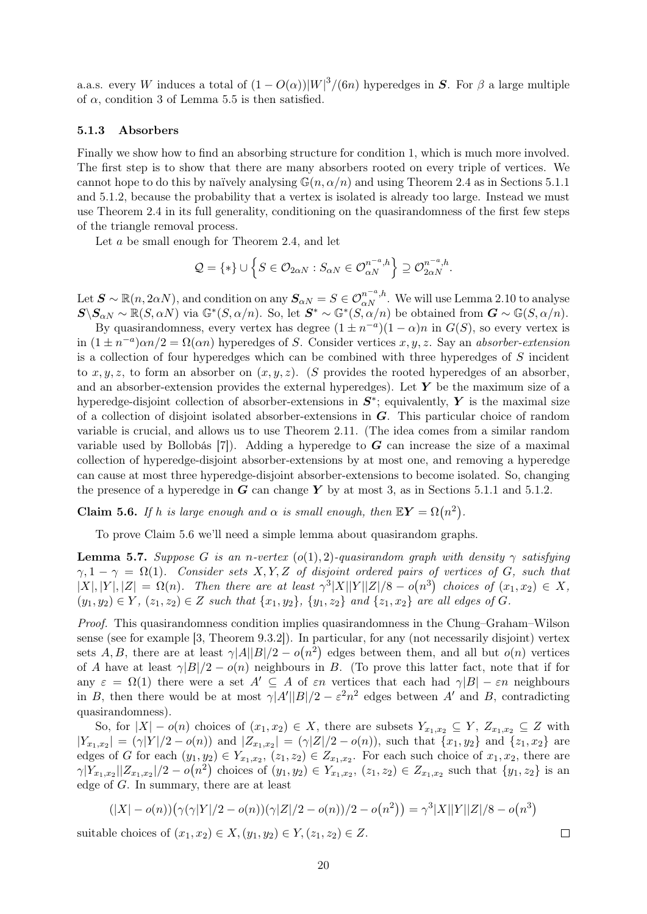a.a.s. every $W$ induces a total of $(1-O(\alpha))|W|^3/(6n)$ hyperedges in $\boldsymbol{S}$. For $\beta$ a large multiple of $\alpha$, condition 3 of Lemma 5.5 is then satisfied.

### 5.1.3 Absorbers

Finally we show how to find an absorbing structure for condition 1, which is much more involved. The first step is to show that there are many absorbers rooted on every triple of vertices. We cannot hope to do this by naïvely analysing $\mathbb{G}(n,\alpha/n)$ and using Theorem 2.4 as in Sections 5.1.1 and 5.1.2, because the probability that a vertex is isolated is already too large. Instead we must use Theorem 2.4 in its full generality, conditioning on the quasirandomness of the first few steps of the triangle removal process.

Let $a$ be small enough for Theorem 2.4, and let

$$\mathcal{Q}=\{*\}\cup\left\{S\in\mathcal{O}_{2\alpha N}:S_{\alpha N}\in\mathcal{O}_{\alpha N}^{n^{-a},h}\right\}\supseteq\mathcal{O}_{2\alpha N}^{n^{-a},h}.$$

Let $\boldsymbol{S}\sim\mathbb{R}(n,2\alpha N)$, and condition on any $\boldsymbol{S}_{\alpha N}=S\in\mathcal{O}_{\alpha N}^{n^{-a},h}$. We will use Lemma 2.10 to analyse $\boldsymbol{S}\backslash\boldsymbol{S}_{\alpha N}\sim\mathbb{R}(S,\alpha N)$ via $\mathbb{G}^*(S,\alpha/n)$. So, let $\boldsymbol{S}^*\sim\mathbb{G}^*(S,\alpha/n)$ be obtained from $\boldsymbol{G}\sim\mathbb{G}(S,\alpha/n)$.

By quasirandomness, every vertex has degree $(1\pm n^{-a})(1-\alpha)n$ in $G(S)$, so every vertex is in $(1\pm n^{-a})\alpha n/2=\Omega(\alpha n)$ hyperedges of $S$. Consider vertices $x,y,z$. Say an *absorber-extension* is a collection of four hyperedges which can be combined with three hyperedges of $S$ incident to $x,y,z$, to form an absorber on $(x,y,z)$. ($S$ provides the rooted hyperedges of an absorber, and an absorber-extension provides the external hyperedges). Let $\boldsymbol{Y}$ be the maximum size of a hyperedge-disjoint collection of absorber-extensions in $\boldsymbol{S}^*$; equivalently, $\boldsymbol{Y}$ is the maximal size of a collection of disjoint isolated absorber-extensions in $\boldsymbol{G}$. This particular choice of random variable is crucial, and allows us to use Theorem 2.11. (The idea comes from a similar random variable used by Bollobás [7]). Adding a hyperedge to $\boldsymbol{G}$ can increase the size of a maximal collection of hyperedge-disjoint absorber-extensions by at most one, and removing a hyperedge can cause at most three hyperedge-disjoint absorber-extensions to become isolated. So, changing the presence of a hyperedge in $\boldsymbol{G}$ can change $\boldsymbol{Y}$ by at most 3, as in Sections 5.1.1 and 5.1.2.

**Claim 5.6.** *If $h$ is large enough and $\alpha$ is small enough, then $\mathbb{E}\boldsymbol{Y}=\Omega(n^2)$.*

To prove Claim 5.6 we'll need a simple lemma about quasirandom graphs.

**Lemma 5.7.** *Suppose $G$ is an $n$-vertex $(o(1),2)$-quasirandom graph with density $\gamma$ satisfying $\gamma,1-\gamma=\Omega(1)$. Consider sets $X,Y,Z$ of disjoint ordered pairs of vertices of $G$, such that $|X|,|Y|,|Z|=\Omega(n)$. Then there are at least $\gamma^3|X||Y||Z|/8-o(n^3)$ choices of $(x_1,x_2)\in X$, $(y_1,y_2)\in Y$, $(z_1,z_2)\in Z$ such that $\{x_1,y_2\}$, $\{y_1,z_2\}$ and $\{z_1,x_2\}$ are all edges of $G$.*

*Proof.* This quasirandomness condition implies quasirandomness in the Chung–Graham–Wilson sense (see for example [3, Theorem 9.3.2]). In particular, for any (not necessarily disjoint) vertex sets $A,B$, there are at least $\gamma|A||B|/2-o(n^2)$ edges between them, and all but $o(n)$ vertices of $A$ have at least $\gamma|B|/2-o(n)$ neighbours in $B$. (To prove this latter fact, note that if for any $\varepsilon=\Omega(1)$ there were a set $A'\subseteq A$ of $\varepsilon n$ vertices that each had $\gamma|B|-\varepsilon n$ neighbours in $B$, then there would be at most $\gamma|A'||B|/2-\varepsilon^2n^2$ edges between $A'$ and $B$, contradicting quasirandomness).

So, for $|X|-o(n)$ choices of $(x_1,x_2)\in X$, there are subsets $Y_{x_1,x_2}\subseteq Y$, $Z_{x_1,x_2}\subseteq Z$ with $|Y_{x_1,x_2}|=(\gamma|Y|/2-o(n))$ and $|Z_{x_1,x_2}|=(\gamma|Z|/2-o(n))$, such that $\{x_1,y_2\}$ and $\{z_1,x_2\}$ are edges of $G$ for each $(y_1,y_2)\in Y_{x_1,x_2}$, $(z_1,z_2)\in Z_{x_1,x_2}$. For each such choice of $x_1,x_2$, there are $\gamma|Y_{x_1,x_2}||Z_{x_1,x_2}|/2-o(n^2)$ choices of $(y_1,y_2)\in Y_{x_1,x_2}$, $(z_1,z_2)\in Z_{x_1,x_2}$ such that $\{y_1,z_2\}$ is an edge of $G$. In summary, there are at least

$$(|X|-o(n))\big(\gamma(\gamma|Y|/2-o(n))(\gamma|Z|/2-o(n))/2-o(n^2)\big)=\gamma^3|X||Y||Z|/8-o(n^3)$$

suitable choices of $(x_1,x_2)\in X,(y_1,y_2)\in Y,(z_1,z_2)\in Z$. $\square$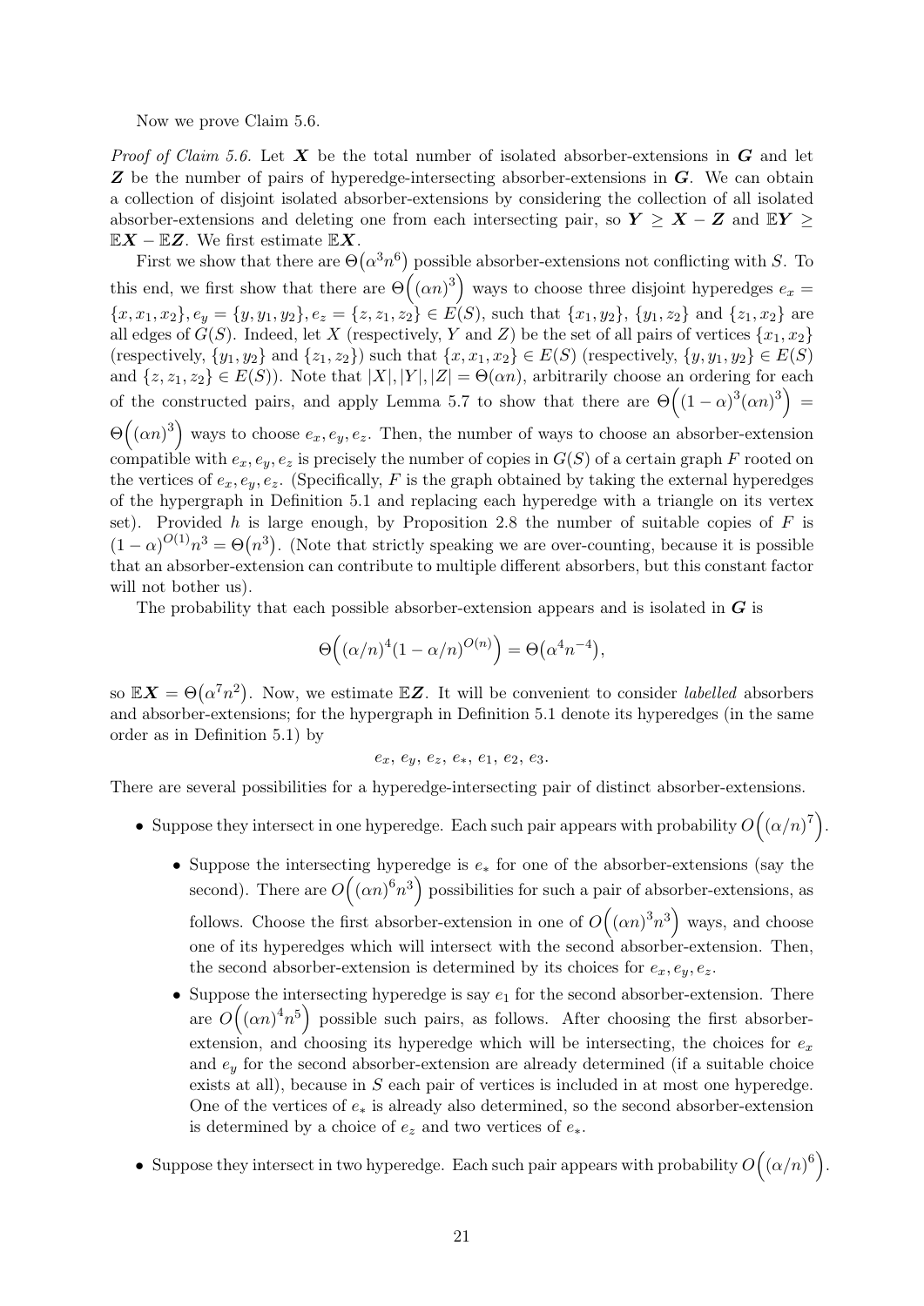Now we prove Claim 5.6.

*Proof of Claim 5.6.* Let $\boldsymbol{X}$ be the total number of isolated absorber-extensions in $\boldsymbol{G}$ and let $\boldsymbol{Z}$ be the number of pairs of hyperedge-intersecting absorber-extensions in $\boldsymbol{G}$. We can obtain a collection of disjoint isolated absorber-extensions by considering the collection of all isolated absorber-extensions and deleting one from each intersecting pair, so $\boldsymbol{Y} \geq \boldsymbol{X} - \boldsymbol{Z}$ and $\mathbb{E}\boldsymbol{Y} \geq \mathbb{E}\boldsymbol{X} - \mathbb{E}\boldsymbol{Z}$. We first estimate $\mathbb{E}\boldsymbol{X}$.

First we show that there are $\Theta(\alpha^3 n^6)$ possible absorber-extensions not conflicting with $S$. To this end, we first show that there are $\Theta\Big((\alpha n)^3\Big)$ ways to choose three disjoint hyperedges $e_x = \{x, x_1, x_2\}, e_y = \{y, y_1, y_2\}, e_z = \{z, z_1, z_2\} \in E(S)$, such that $\{x_1, y_2\}$, $\{y_1, z_2\}$ and $\{z_1, x_2\}$ are all edges of $G(S)$. Indeed, let $X$ (respectively, $Y$ and $Z$) be the set of all pairs of vertices $\{x_1, x_2\}$ (respectively, $\{y_1, y_2\}$ and $\{z_1, z_2\}$) such that $\{x, x_1, x_2\} \in E(S)$ (respectively, $\{y, y_1, y_2\} \in E(S)$ and $\{z, z_1, z_2\} \in E(S)$). Note that $|X|, |Y|, |Z| = \Theta(\alpha n)$, arbitrarily choose an ordering for each of the constructed pairs, and apply Lemma 5.7 to show that there are $\Theta\Big((1-\alpha)^3(\alpha n)^3\Big) = \Theta\Big((\alpha n)^3\Big)$ ways to choose $e_x, e_y, e_z$. Then, the number of ways to choose an absorber-extension compatible with $e_x, e_y, e_z$ is precisely the number of copies in $G(S)$ of a certain graph $F$ rooted on the vertices of $e_x, e_y, e_z$. (Specifically, $F$ is the graph obtained by taking the external hyperedges of the hypergraph in Definition 5.1 and replacing each hyperedge with a triangle on its vertex set). Provided $h$ is large enough, by Proposition 2.8 the number of suitable copies of $F$ is $(1-\alpha)^{O(1)} n^3 = \Theta(n^3)$. (Note that strictly speaking we are over-counting, because it is possible that an absorber-extension can contribute to multiple different absorbers, but this constant factor will not bother us).

The probability that each possible absorber-extension appears and is isolated in $\boldsymbol{G}$ is

$$\Theta\Big((\alpha/n)^4 (1-\alpha/n)^{O(n)}\Big) = \Theta\big(\alpha^4 n^{-4}\big),$$

so $\mathbb{E}\boldsymbol{X} = \Theta\big(\alpha^7 n^2\big)$. Now, we estimate $\mathbb{E}\boldsymbol{Z}$. It will be convenient to consider *labelled* absorbers and absorber-extensions; for the hypergraph in Definition 5.1 denote its hyperedges (in the same order as in Definition 5.1) by

$$e_x,\ e_y,\ e_z,\ e_*,\ e_1,\ e_2,\ e_3.$$

There are several possibilities for a hyperedge-intersecting pair of distinct absorber-extensions.

- Suppose they intersect in one hyperedge. Each such pair appears with probability $O\Big((\alpha/n)^7\Big)$.
  - Suppose the intersecting hyperedge is $e_*$ for one of the absorber-extensions (say the second). There are $O\Big((\alpha n)^6 n^3\Big)$ possibilities for such a pair of absorber-extensions, as follows. Choose the first absorber-extension in one of $O\Big((\alpha n)^3 n^3\Big)$ ways, and choose one of its hyperedges which will intersect with the second absorber-extension. Then, the second absorber-extension is determined by its choices for $e_x, e_y, e_z$.
  - Suppose the intersecting hyperedge is say $e_1$ for the second absorber-extension. There are $O\Big((\alpha n)^4 n^5\Big)$ possible such pairs, as follows. After choosing the first absorber-extension, and choosing its hyperedge which will be intersecting, the choices for $e_x$ and $e_y$ for the second absorber-extension are already determined (if a suitable choice exists at all), because in $S$ each pair of vertices is included in at most one hyperedge. One of the vertices of $e_*$ is already also determined, so the second absorber-extension is determined by a choice of $e_z$ and two vertices of $e_*$.
- Suppose they intersect in two hyperedge. Each such pair appears with probability $O\Big((\alpha/n)^6\Big)$.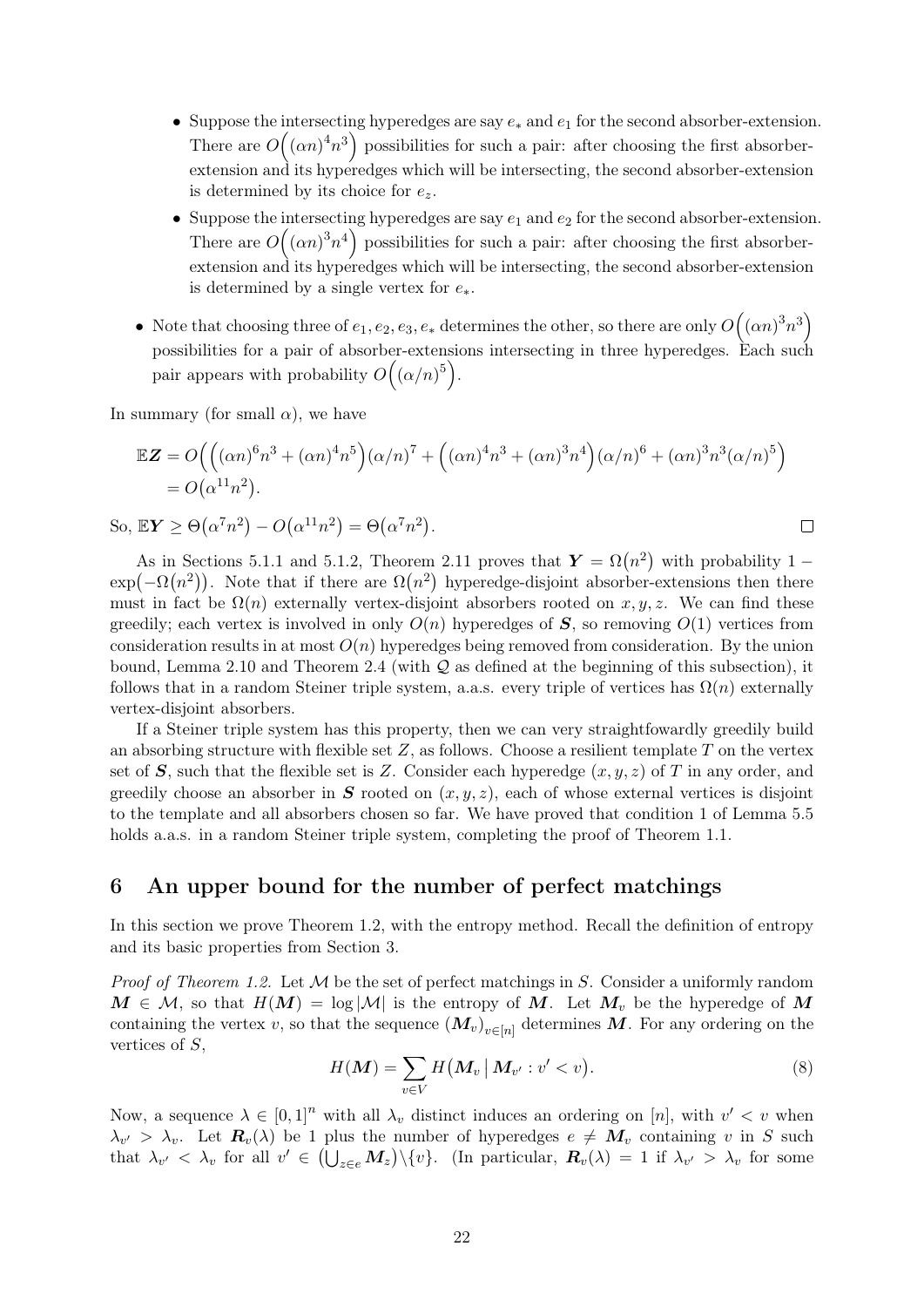- Suppose the intersecting hyperedges are say $e_*$ and $e_1$ for the second absorber-extension. There are $O\Big((\alpha n)^4 n^3\Big)$ possibilities for such a pair: after choosing the first absorber-extension and its hyperedges which will be intersecting, the second absorber-extension is determined by its choice for $e_z$.
  - Suppose the intersecting hyperedges are say $e_1$ and $e_2$ for the second absorber-extension. There are $O\Big((\alpha n)^3 n^4\Big)$ possibilities for such a pair: after choosing the first absorber-extension and its hyperedges which will be intersecting, the second absorber-extension is determined by a single vertex for $e_*$.
- Note that choosing three of $e_1, e_2, e_3, e_*$ determines the other, so there are only $O\Big((\alpha n)^3 n^3\Big)$ possibilities for a pair of absorber-extensions intersecting in three hyperedges. Each such pair appears with probability $O\Big((\alpha/n)^5\Big)$.

In summary (for small $\alpha$), we have

$$
\begin{aligned}
\mathbb{E}\boldsymbol{Z} &= O\Big(\Big((\alpha n)^6 n^3 + (\alpha n)^4 n^5\Big)(\alpha/n)^7 + \Big((\alpha n)^4 n^3 + (\alpha n)^3 n^4\Big)(\alpha/n)^6 + (\alpha n)^3 n^3 (\alpha/n)^5\Big) \\
&= O\big(\alpha^{11} n^2\big).
\end{aligned}
$$

So, $\mathbb{E}\boldsymbol{Y} \geq \Theta\big(\alpha^7 n^2\big) - O\big(\alpha^{11} n^2\big) = \Theta\big(\alpha^7 n^2\big)$. □

As in Sections 5.1.1 and 5.1.2, Theorem 2.11 proves that $\boldsymbol{Y} = \Omega\big(n^2\big)$ with probability $1 - \exp\big(-\Omega\big(n^2\big)\big)$. Note that if there are $\Omega\big(n^2\big)$ hyperedge-disjoint absorber-extensions then there must in fact be $\Omega(n)$ externally vertex-disjoint absorbers rooted on $x, y, z$. We can find these greedily; each vertex is involved in only $O(n)$ hyperedges of $\boldsymbol{S}$, so removing $O(1)$ vertices from consideration results in at most $O(n)$ hyperedges being removed from consideration. By the union bound, Lemma 2.10 and Theorem 2.4 (with $\mathcal{Q}$ as defined at the beginning of this subsection), it follows that in a random Steiner triple system, a.a.s. every triple of vertices has $\Omega(n)$ externally vertex-disjoint absorbers.

If a Steiner triple system has this property, then we can very straightfowardly greedily build an absorbing structure with flexible set $Z$, as follows. Choose a resilient template $T$ on the vertex set of $\boldsymbol{S}$, such that the flexible set is $Z$. Consider each hyperedge $(x, y, z)$ of $T$ in any order, and greedily choose an absorber in $\boldsymbol{S}$ rooted on $(x, y, z)$, each of whose external vertices is disjoint to the template and all absorbers chosen so far. We have proved that condition 1 of Lemma 5.5 holds a.a.s. in a random Steiner triple system, completing the proof of Theorem 1.1.

## 6 An upper bound for the number of perfect matchings

In this section we prove Theorem 1.2, with the entropy method. Recall the definition of entropy and its basic properties from Section 3.

*Proof of Theorem 1.2.* Let $\mathcal{M}$ be the set of perfect matchings in $S$. Consider a uniformly random $\boldsymbol{M} \in \mathcal{M}$, so that $H(\boldsymbol{M}) = \log|\mathcal{M}|$ is the entropy of $\boldsymbol{M}$. Let $\boldsymbol{M}_v$ be the hyperedge of $\boldsymbol{M}$ containing the vertex $v$, so that the sequence $(\boldsymbol{M}_v)_{v\in[n]}$ determines $\boldsymbol{M}$. For any ordering on the vertices of $S$,

$$
H(\boldsymbol{M}) = \sum_{v\in V} H\big(\boldsymbol{M}_v \,\big|\, \boldsymbol{M}_{v'} : v' < v\big). \tag{8}
$$

Now, a sequence $\lambda \in [0,1]^n$ with all $\lambda_v$ distinct induces an ordering on $[n]$, with $v' < v$ when $\lambda_{v'} > \lambda_v$. Let $\boldsymbol{R}_v(\lambda)$ be 1 plus the number of hyperedges $e \neq \boldsymbol{M}_v$ containing $v$ in $S$ such that $\lambda_{v'} < \lambda_v$ for all $v' \in \big(\bigcup_{z\in e} \boldsymbol{M}_z\big)\backslash\{v\}$. (In particular, $\boldsymbol{R}_v(\lambda) = 1$ if $\lambda_{v'} > \lambda_v$ for some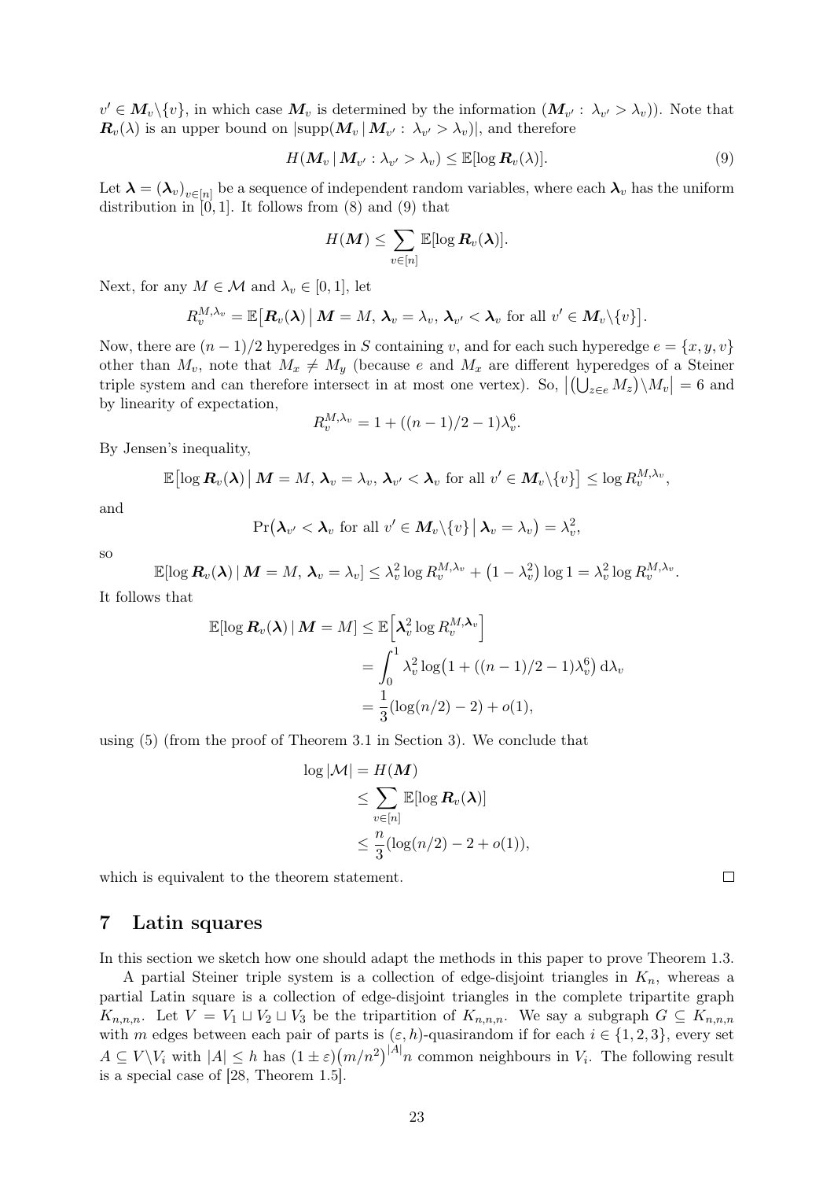$v' \in \boldsymbol{M}_v \backslash \{v\}$, in which case $\boldsymbol{M}_v$ is determined by the information $(\boldsymbol{M}_{v'} : \lambda_{v'} > \lambda_v)$). Note that $\boldsymbol{R}_v(\lambda)$ is an upper bound on $|\mathrm{supp}(\boldsymbol{M}_v \,|\, \boldsymbol{M}_{v'} : \lambda_{v'} > \lambda_v)|$, and therefore

$$H(\boldsymbol{M}_v \,|\, \boldsymbol{M}_{v'} : \lambda_{v'} > \lambda_v) \leq \mathbb{E}[\log \boldsymbol{R}_v(\lambda)]. \tag{9}$$

Let $\boldsymbol{\lambda} = (\boldsymbol{\lambda}_v)_{v\in[n]}$ be a sequence of independent random variables, where each $\boldsymbol{\lambda}_v$ has the uniform distribution in $[0, 1]$. It follows from (8) and (9) that

$$H(\boldsymbol{M}) \leq \sum_{v\in[n]} \mathbb{E}[\log \boldsymbol{R}_v(\boldsymbol{\lambda})].$$

Next, for any $M \in \mathcal{M}$ and $\lambda_v \in [0, 1]$, let

$$R_v^{M,\lambda_v} = \mathbb{E}\big[\boldsymbol{R}_v(\boldsymbol{\lambda}) \,\big|\, \boldsymbol{M} = M,\, \boldsymbol{\lambda}_v = \lambda_v,\, \boldsymbol{\lambda}_{v'} < \boldsymbol{\lambda}_v \text{ for all } v' \in \boldsymbol{M}_v\backslash\{v\}\big].$$

Now, there are $(n-1)/2$ hyperedges in $S$ containing $v$, and for each such hyperedge $e = \{x, y, v\}$ other than $M_v$, note that $M_x \neq M_y$ (because $e$ and $M_x$ are different hyperedges of a Steiner triple system and can therefore intersect in at most one vertex). So, $\big|\big(\bigcup_{z\in e} M_z\big)\backslash M_v\big| = 6$ and by linearity of expectation,

$$R_v^{M,\lambda_v} = 1 + ((n-1)/2 - 1)\lambda_v^6.$$

By Jensen's inequality,

$$\mathbb{E}\big[\log \boldsymbol{R}_v(\boldsymbol{\lambda}) \,\big|\, \boldsymbol{M} = M,\, \boldsymbol{\lambda}_v = \lambda_v,\, \boldsymbol{\lambda}_{v'} < \boldsymbol{\lambda}_v \text{ for all } v' \in \boldsymbol{M}_v\backslash\{v\}\big] \leq \log R_v^{M,\lambda_v},$$

and

$$\Pr\big(\boldsymbol{\lambda}_{v'} < \boldsymbol{\lambda}_v \text{ for all } v' \in \boldsymbol{M}_v\backslash\{v\} \,\big|\, \boldsymbol{\lambda}_v = \lambda_v\big) = \lambda_v^2,$$

so

$$\mathbb{E}[\log \boldsymbol{R}_v(\boldsymbol{\lambda}) \,|\, \boldsymbol{M} = M,\, \boldsymbol{\lambda}_v = \lambda_v] \leq \lambda_v^2 \log R_v^{M,\lambda_v} + \big(1 - \lambda_v^2\big)\log 1 = \lambda_v^2 \log R_v^{M,\lambda_v}.$$

It follows that

$$\begin{aligned}
\mathbb{E}[\log \boldsymbol{R}_v(\boldsymbol{\lambda}) \,|\, \boldsymbol{M} = M] &\leq \mathbb{E}\Big[\boldsymbol{\lambda}_v^2 \log R_v^{M,\boldsymbol{\lambda}_v}\Big] \\
&= \int_0^1 \lambda_v^2 \log\big(1 + ((n-1)/2 - 1)\lambda_v^6\big)\, \mathrm{d}\lambda_v \\
&= \frac{1}{3}(\log(n/2) - 2) + o(1),
\end{aligned}$$

using (5) (from the proof of Theorem 3.1 in Section 3). We conclude that

$$\begin{aligned}
\log|\mathcal{M}| &= H(\boldsymbol{M}) \\
&\leq \sum_{v\in[n]} \mathbb{E}[\log \boldsymbol{R}_v(\boldsymbol{\lambda})] \\
&\leq \frac{n}{3}(\log(n/2) - 2 + o(1)),
\end{aligned}$$

which is equivalent to the theorem statement. □

## 7 Latin squares

In this section we sketch how one should adapt the methods in this paper to prove Theorem 1.3.

A partial Steiner triple system is a collection of edge-disjoint triangles in $K_n$, whereas a partial Latin square is a collection of edge-disjoint triangles in the complete tripartite graph $K_{n,n,n}$. Let $V = V_1 \sqcup V_2 \sqcup V_3$ be the tripartition of $K_{n,n,n}$. We say a subgraph $G \subseteq K_{n,n,n}$ with $m$ edges between each pair of parts is $(\varepsilon, h)$-quasirandom if for each $i \in \{1, 2, 3\}$, every set $A \subseteq V\backslash V_i$ with $|A| \leq h$ has $(1 \pm \varepsilon)\big(m/n^2\big)^{|A|} n$ common neighbours in $V_i$. The following result is a special case of [28, Theorem 1.5].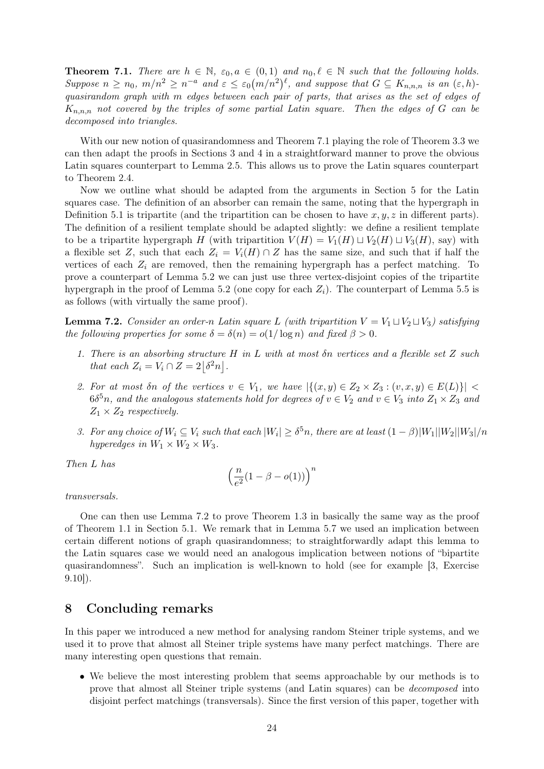**Theorem 7.1.** *There are $h \in \mathbb{N}$, $\varepsilon_0, a \in (0,1)$ and $n_0, \ell \in \mathbb{N}$ such that the following holds. Suppose $n \geq n_0$, $m/n^2 \geq n^{-a}$ and $\varepsilon \leq \varepsilon_0 (m/n^2)^\ell$, and suppose that $G \subseteq K_{n,n,n}$ is an $(\varepsilon, h)$-quasirandom graph with $m$ edges between each pair of parts, that arises as the set of edges of $K_{n,n,n}$ not covered by the triples of some partial Latin square. Then the edges of $G$ can be decomposed into triangles.*

With our new notion of quasirandomness and Theorem 7.1 playing the role of Theorem 3.3 we can then adapt the proofs in Sections 3 and 4 in a straightforward manner to prove the obvious Latin squares counterpart to Lemma 2.5. This allows us to prove the Latin squares counterpart to Theorem 2.4.

Now we outline what should be adapted from the arguments in Section 5 for the Latin squares case. The definition of an absorber can remain the same, noting that the hypergraph in Definition 5.1 is tripartite (and the tripartition can be chosen to have $x, y, z$ in different parts). The definition of a resilient template should be adapted slightly: we define a resilient template to be a tripartite hypergraph $H$ (with tripartition $V(H) = V_1(H) \sqcup V_2(H) \sqcup V_3(H)$, say) with a flexible set $Z$, such that each $Z_i = V_i(H) \cap Z$ has the same size, and such that if half the vertices of each $Z_i$ are removed, then the remaining hypergraph has a perfect matching. To prove a counterpart of Lemma 5.2 we can just use three vertex-disjoint copies of the tripartite hypergraph in the proof of Lemma 5.2 (one copy for each $Z_i$). The counterpart of Lemma 5.5 is as follows (with virtually the same proof).

**Lemma 7.2.** *Consider an order-$n$ Latin square $L$ (with tripartition $V = V_1 \sqcup V_2 \sqcup V_3$) satisfying the following properties for some $\delta = \delta(n) = o(1/\log n)$ and fixed $\beta > 0$.*

1. *There is an absorbing structure $H$ in $L$ with at most $\delta n$ vertices and a flexible set $Z$ such that each $Z_i = V_i \cap Z = 2\lfloor \delta^2 n \rfloor$.*
2. *For at most $\delta n$ of the vertices $v \in V_1$, we have $|\{(x,y) \in Z_2 \times Z_3 : (v,x,y) \in E(L)\}| < 6\delta^5 n$, and the analogous statements hold for degrees of $v \in V_2$ and $v \in V_3$ into $Z_1 \times Z_3$ and $Z_1 \times Z_2$ respectively.*
3. *For any choice of $W_i \subseteq V_i$ such that each $|W_i| \geq \delta^5 n$, there are at least $(1-\beta)|W_1||W_2||W_3|/n$ hyperedges in $W_1 \times W_2 \times W_3$.*

*Then $L$ has*

$$\left(\frac{n}{e^2}(1 - \beta - o(1))\right)^n$$

*transversals.*

One can then use Lemma 7.2 to prove Theorem 1.3 in basically the same way as the proof of Theorem 1.1 in Section 5.1. We remark that in Lemma 5.7 we used an implication between certain different notions of graph quasirandomness; to straightforwardly adapt this lemma to the Latin squares case we would need an analogous implication between notions of "bipartite quasirandomness". Such an implication is well-known to hold (see for example [3, Exercise 9.10]).

## 8 Concluding remarks

In this paper we introduced a new method for analysing random Steiner triple systems, and we used it to prove that almost all Steiner triple systems have many perfect matchings. There are many interesting open questions that remain.

- We believe the most interesting problem that seems approachable by our methods is to prove that almost all Steiner triple systems (and Latin squares) can be *decomposed* into disjoint perfect matchings (transversals). Since the first version of this paper, together with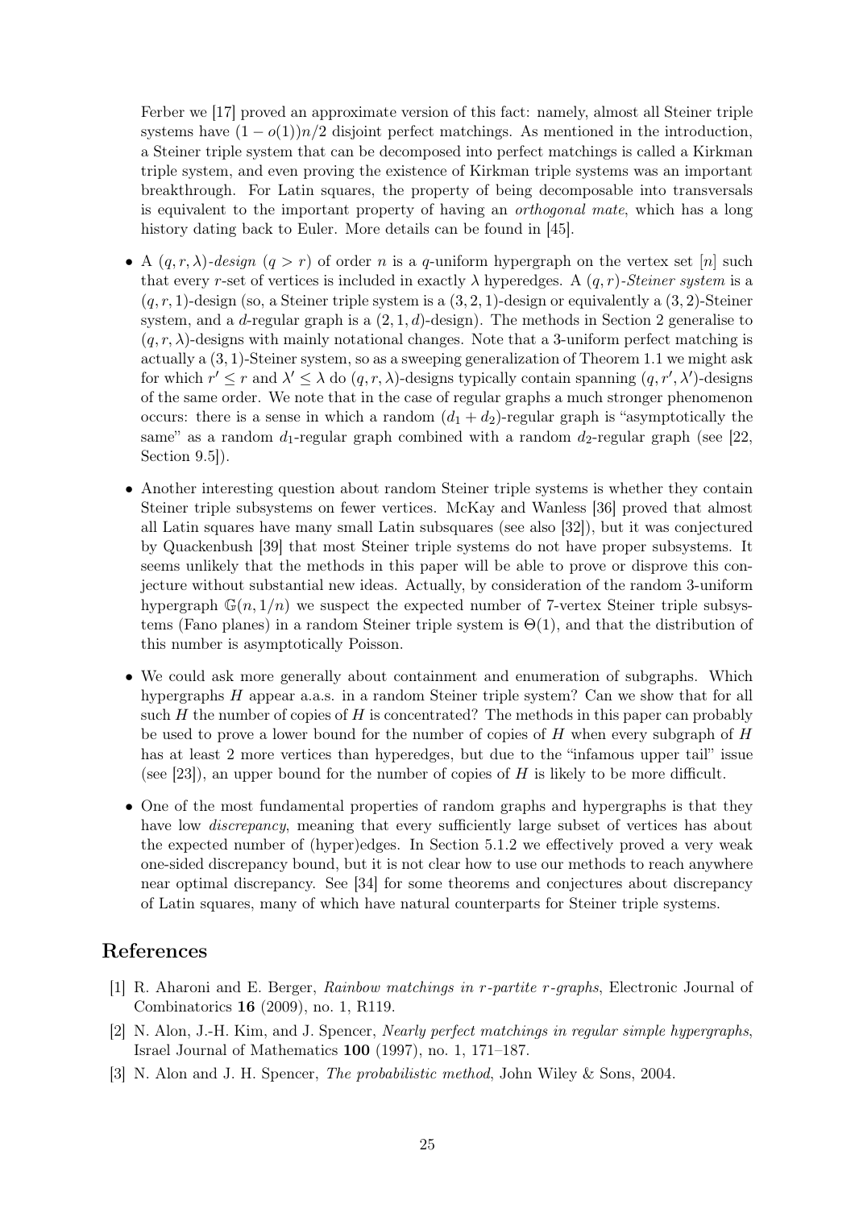Ferber we [17] proved an approximate version of this fact: namely, almost all Steiner triple systems have $(1-o(1))n/2$ disjoint perfect matchings. As mentioned in the introduction, a Steiner triple system that can be decomposed into perfect matchings is called a Kirkman triple system, and even proving the existence of Kirkman triple systems was an important breakthrough. For Latin squares, the property of being decomposable into transversals is equivalent to the important property of having an *orthogonal mate*, which has a long history dating back to Euler. More details can be found in [45].

- A $(q,r,\lambda)$-*design* $(q>r)$ of order $n$ is a $q$-uniform hypergraph on the vertex set $[n]$ such that every $r$-set of vertices is included in exactly $\lambda$ hyperedges. A $(q,r)$-*Steiner system* is a $(q,r,1)$-design (so, a Steiner triple system is a $(3,2,1)$-design or equivalently a $(3,2)$-Steiner system, and a $d$-regular graph is a $(2,1,d)$-design). The methods in Section 2 generalise to $(q,r,\lambda)$-designs with mainly notational changes. Note that a 3-uniform perfect matching is actually a $(3,1)$-Steiner system, so as a sweeping generalization of Theorem 1.1 we might ask for which $r'\le r$ and $\lambda'\le\lambda$ do $(q,r,\lambda)$-designs typically contain spanning $(q,r',\lambda')$-designs of the same order. We note that in the case of regular graphs a much stronger phenomenon occurs: there is a sense in which a random $(d_1+d_2)$-regular graph is "asymptotically the same" as a random $d_1$-regular graph combined with a random $d_2$-regular graph (see [22, Section 9.5]).
- Another interesting question about random Steiner triple systems is whether they contain Steiner triple subsystems on fewer vertices. McKay and Wanless [36] proved that almost all Latin squares have many small Latin subsquares (see also [32]), but it was conjectured by Quackenbush [39] that most Steiner triple systems do not have proper subsystems. It seems unlikely that the methods in this paper will be able to prove or disprove this conjecture without substantial new ideas. Actually, by consideration of the random 3-uniform hypergraph $\mathbb{G}(n,1/n)$ we suspect the expected number of 7-vertex Steiner triple subsystems (Fano planes) in a random Steiner triple system is $\Theta(1)$, and that the distribution of this number is asymptotically Poisson.
- We could ask more generally about containment and enumeration of subgraphs. Which hypergraphs $H$ appear a.a.s. in a random Steiner triple system? Can we show that for all such $H$ the number of copies of $H$ is concentrated? The methods in this paper can probably be used to prove a lower bound for the number of copies of $H$ when every subgraph of $H$ has at least 2 more vertices than hyperedges, but due to the "infamous upper tail" issue (see [23]), an upper bound for the number of copies of $H$ is likely to be more difficult.
- One of the most fundamental properties of random graphs and hypergraphs is that they have low *discrepancy*, meaning that every sufficiently large subset of vertices has about the expected number of (hyper)edges. In Section 5.1.2 we effectively proved a very weak one-sided discrepancy bound, but it is not clear how to use our methods to reach anywhere near optimal discrepancy. See [34] for some theorems and conjectures about discrepancy of Latin squares, many of which have natural counterparts for Steiner triple systems.

# References

[1] R. Aharoni and E. Berger, *Rainbow matchings in r-partite r-graphs*, Electronic Journal of Combinatorics **16** (2009), no. 1, R119.

[2] N. Alon, J.-H. Kim, and J. Spencer, *Nearly perfect matchings in regular simple hypergraphs*, Israel Journal of Mathematics **100** (1997), no. 1, 171–187.

[3] N. Alon and J. H. Spencer, *The probabilistic method*, John Wiley & Sons, 2004.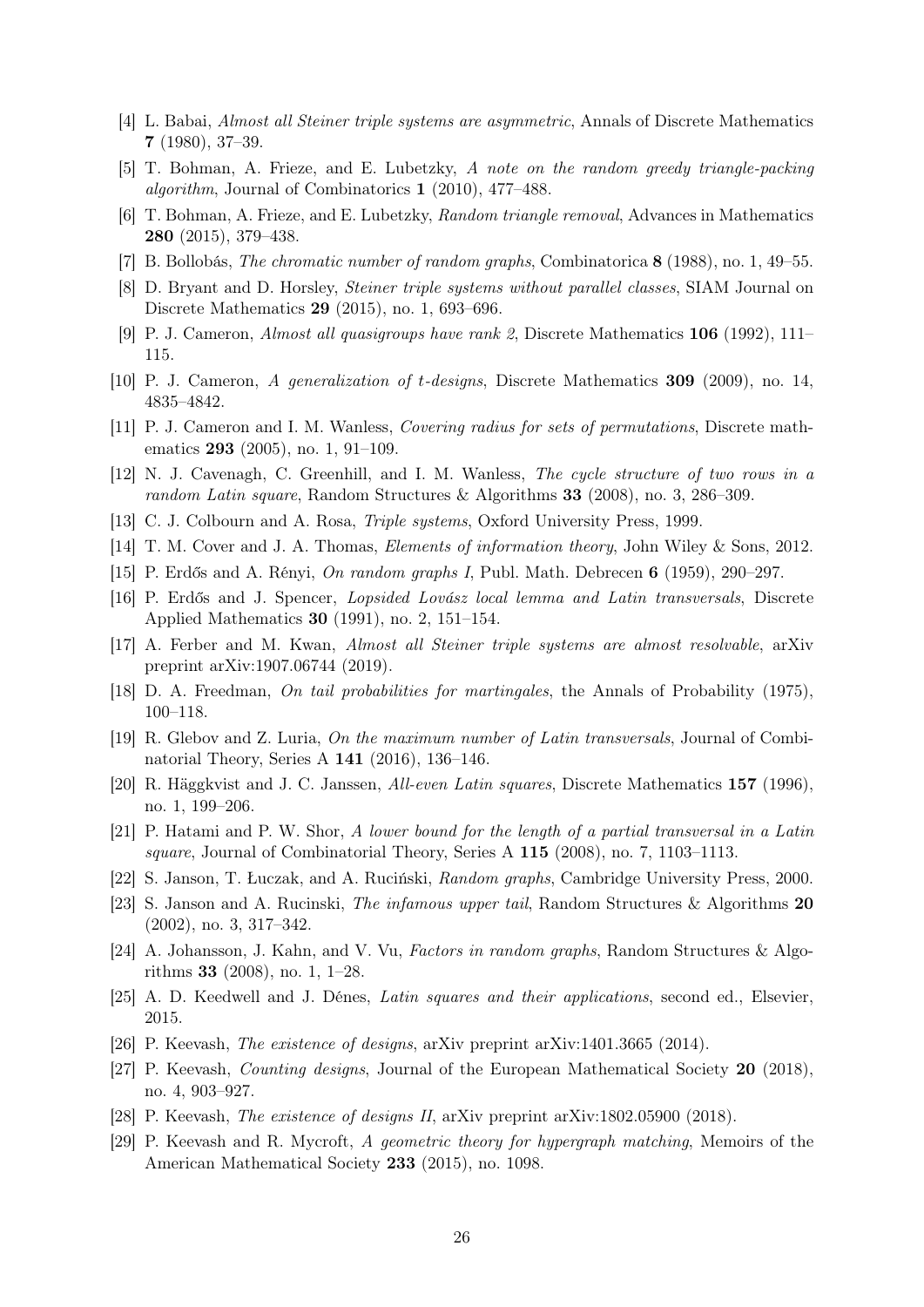[4] L. Babai, *Almost all Steiner triple systems are asymmetric*, Annals of Discrete Mathematics **7** (1980), 37–39.

[5] T. Bohman, A. Frieze, and E. Lubetzky, *A note on the random greedy triangle-packing algorithm*, Journal of Combinatorics **1** (2010), 477–488.

[6] T. Bohman, A. Frieze, and E. Lubetzky, *Random triangle removal*, Advances in Mathematics **280** (2015), 379–438.

[7] B. Bollobás, *The chromatic number of random graphs*, Combinatorica **8** (1988), no. 1, 49–55.

[8] D. Bryant and D. Horsley, *Steiner triple systems without parallel classes*, SIAM Journal on Discrete Mathematics **29** (2015), no. 1, 693–696.

[9] P. J. Cameron, *Almost all quasigroups have rank 2*, Discrete Mathematics **106** (1992), 111–115.

[10] P. J. Cameron, *A generalization of t-designs*, Discrete Mathematics **309** (2009), no. 14, 4835–4842.

[11] P. J. Cameron and I. M. Wanless, *Covering radius for sets of permutations*, Discrete mathematics **293** (2005), no. 1, 91–109.

[12] N. J. Cavenagh, C. Greenhill, and I. M. Wanless, *The cycle structure of two rows in a random Latin square*, Random Structures & Algorithms **33** (2008), no. 3, 286–309.

[13] C. J. Colbourn and A. Rosa, *Triple systems*, Oxford University Press, 1999.

[14] T. M. Cover and J. A. Thomas, *Elements of information theory*, John Wiley & Sons, 2012.

[15] P. Erdős and A. Rényi, *On random graphs I*, Publ. Math. Debrecen **6** (1959), 290–297.

[16] P. Erdős and J. Spencer, *Lopsided Lovász local lemma and Latin transversals*, Discrete Applied Mathematics **30** (1991), no. 2, 151–154.

[17] A. Ferber and M. Kwan, *Almost all Steiner triple systems are almost resolvable*, arXiv preprint arXiv:1907.06744 (2019).

[18] D. A. Freedman, *On tail probabilities for martingales*, the Annals of Probability (1975), 100–118.

[19] R. Glebov and Z. Luria, *On the maximum number of Latin transversals*, Journal of Combinatorial Theory, Series A **141** (2016), 136–146.

[20] R. Häggkvist and J. C. Janssen, *All-even Latin squares*, Discrete Mathematics **157** (1996), no. 1, 199–206.

[21] P. Hatami and P. W. Shor, *A lower bound for the length of a partial transversal in a Latin square*, Journal of Combinatorial Theory, Series A **115** (2008), no. 7, 1103–1113.

[22] S. Janson, T. Łuczak, and A. Ruciński, *Random graphs*, Cambridge University Press, 2000.

[23] S. Janson and A. Rucinski, *The infamous upper tail*, Random Structures & Algorithms **20** (2002), no. 3, 317–342.

[24] A. Johansson, J. Kahn, and V. Vu, *Factors in random graphs*, Random Structures & Algorithms **33** (2008), no. 1, 1–28.

[25] A. D. Keedwell and J. Dénes, *Latin squares and their applications*, second ed., Elsevier, 2015.

[26] P. Keevash, *The existence of designs*, arXiv preprint arXiv:1401.3665 (2014).

[27] P. Keevash, *Counting designs*, Journal of the European Mathematical Society **20** (2018), no. 4, 903–927.

[28] P. Keevash, *The existence of designs II*, arXiv preprint arXiv:1802.05900 (2018).

[29] P. Keevash and R. Mycroft, *A geometric theory for hypergraph matching*, Memoirs of the American Mathematical Society **233** (2015), no. 1098.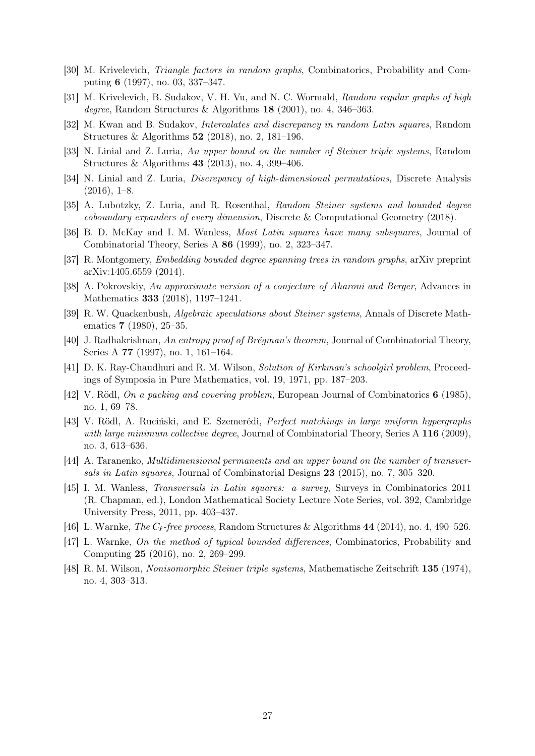[30] M. Krivelevich, *Triangle factors in random graphs*, Combinatorics, Probability and Computing **6** (1997), no. 03, 337–347.

[31] M. Krivelevich, B. Sudakov, V. H. Vu, and N. C. Wormald, *Random regular graphs of high degree*, Random Structures & Algorithms **18** (2001), no. 4, 346–363.

[32] M. Kwan and B. Sudakov, *Intercalates and discrepancy in random Latin squares*, Random Structures & Algorithms **52** (2018), no. 2, 181–196.

[33] N. Linial and Z. Luria, *An upper bound on the number of Steiner triple systems*, Random Structures & Algorithms **43** (2013), no. 4, 399–406.

[34] N. Linial and Z. Luria, *Discrepancy of high-dimensional permutations*, Discrete Analysis (2016), 1–8.

[35] A. Lubotzky, Z. Luria, and R. Rosenthal, *Random Steiner systems and bounded degree coboundary expanders of every dimension*, Discrete & Computational Geometry (2018).

[36] B. D. McKay and I. M. Wanless, *Most Latin squares have many subsquares*, Journal of Combinatorial Theory, Series A **86** (1999), no. 2, 323–347.

[37] R. Montgomery, *Embedding bounded degree spanning trees in random graphs*, arXiv preprint arXiv:1405.6559 (2014).

[38] A. Pokrovskiy, *An approximate version of a conjecture of Aharoni and Berger*, Advances in Mathematics **333** (2018), 1197–1241.

[39] R. W. Quackenbush, *Algebraic speculations about Steiner systems*, Annals of Discrete Mathematics **7** (1980), 25–35.

[40] J. Radhakrishnan, *An entropy proof of Brégman's theorem*, Journal of Combinatorial Theory, Series A **77** (1997), no. 1, 161–164.

[41] D. K. Ray-Chaudhuri and R. M. Wilson, *Solution of Kirkman's schoolgirl problem*, Proceedings of Symposia in Pure Mathematics, vol. 19, 1971, pp. 187–203.

[42] V. Rödl, *On a packing and covering problem*, European Journal of Combinatorics **6** (1985), no. 1, 69–78.

[43] V. Rödl, A. Ruciński, and E. Szemerédi, *Perfect matchings in large uniform hypergraphs with large minimum collective degree*, Journal of Combinatorial Theory, Series A **116** (2009), no. 3, 613–636.

[44] A. Taranenko, *Multidimensional permanents and an upper bound on the number of transversals in Latin squares*, Journal of Combinatorial Designs **23** (2015), no. 7, 305–320.

[45] I. M. Wanless, *Transversals in Latin squares: a survey*, Surveys in Combinatorics 2011 (R. Chapman, ed.), London Mathematical Society Lecture Note Series, vol. 392, Cambridge University Press, 2011, pp. 403–437.

[46] L. Warnke, *The $C_\ell$-free process*, Random Structures & Algorithms **44** (2014), no. 4, 490–526.

[47] L. Warnke, *On the method of typical bounded differences*, Combinatorics, Probability and Computing **25** (2016), no. 2, 269–299.

[48] R. M. Wilson, *Nonisomorphic Steiner triple systems*, Mathematische Zeitschrift **135** (1974), no. 4, 303–313.